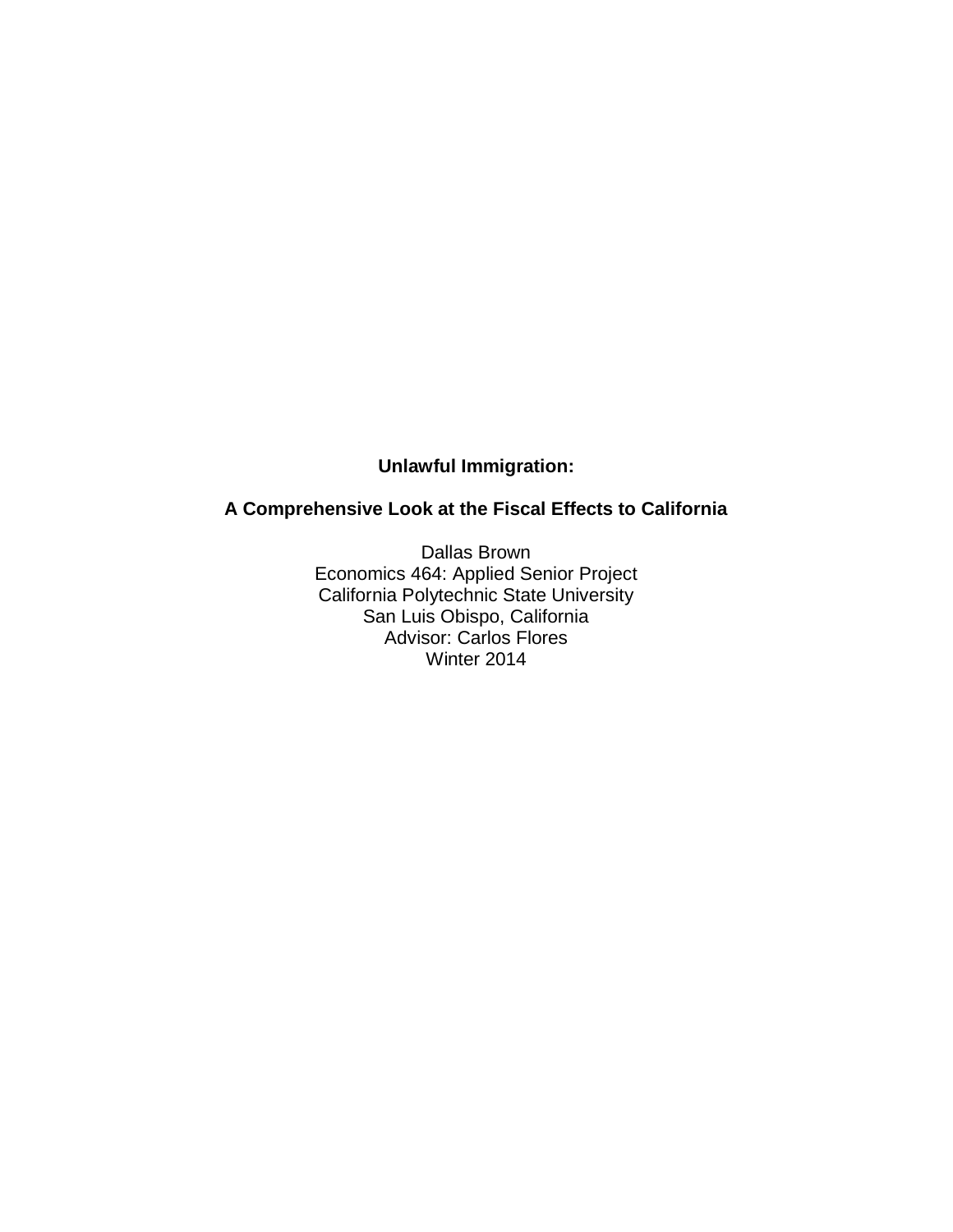**Unlawful Immigration:**

**A Comprehensive Look at the Fiscal Effects to California**

Dallas Brown
Economics 464: Applied Senior Project
California Polytechnic State University
San Luis Obispo, California
Advisor: Carlos Flores
Winter 2014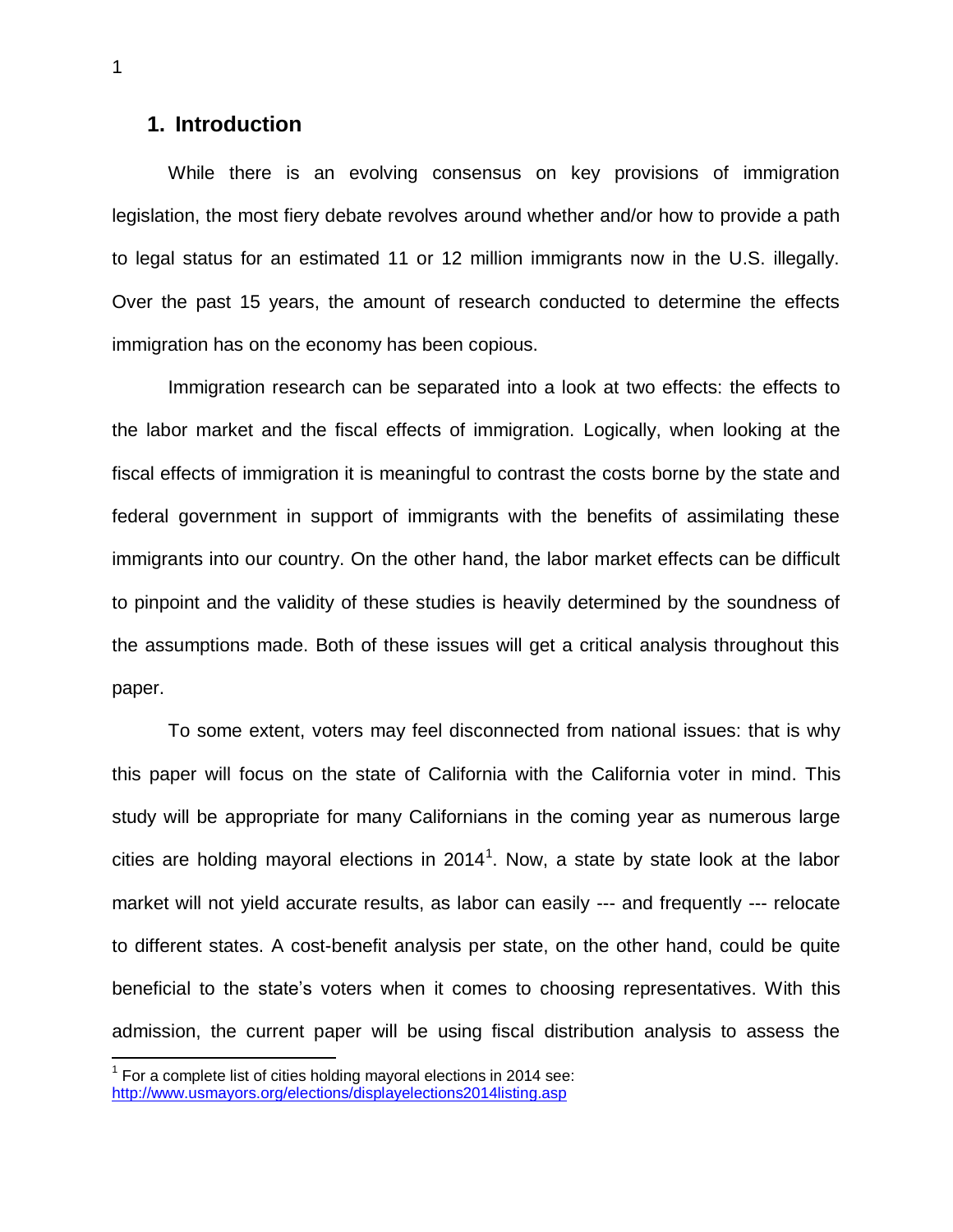## 1. Introduction

While there is an evolving consensus on key provisions of immigration legislation, the most fiery debate revolves around whether and/or how to provide a path to legal status for an estimated 11 or 12 million immigrants now in the U.S. illegally. Over the past 15 years, the amount of research conducted to determine the effects immigration has on the economy has been copious.

Immigration research can be separated into a look at two effects: the effects to the labor market and the fiscal effects of immigration. Logically, when looking at the fiscal effects of immigration it is meaningful to contrast the costs borne by the state and federal government in support of immigrants with the benefits of assimilating these immigrants into our country. On the other hand, the labor market effects can be difficult to pinpoint and the validity of these studies is heavily determined by the soundness of the assumptions made. Both of these issues will get a critical analysis throughout this paper.

To some extent, voters may feel disconnected from national issues: that is why this paper will focus on the state of California with the California voter in mind. This study will be appropriate for many Californians in the coming year as numerous large cities are holding mayoral elections in 2014[1]. Now, a state by state look at the labor market will not yield accurate results, as labor can easily --- and frequently --- relocate to different states. A cost-benefit analysis per state, on the other hand, could be quite beneficial to the state's voters when it comes to choosing representatives. With this admission, the current paper will be using fiscal distribution analysis to assess the

[1] For a complete list of cities holding mayoral elections in 2014 see: http://www.usmayors.org/elections/displayelections2014listing.asp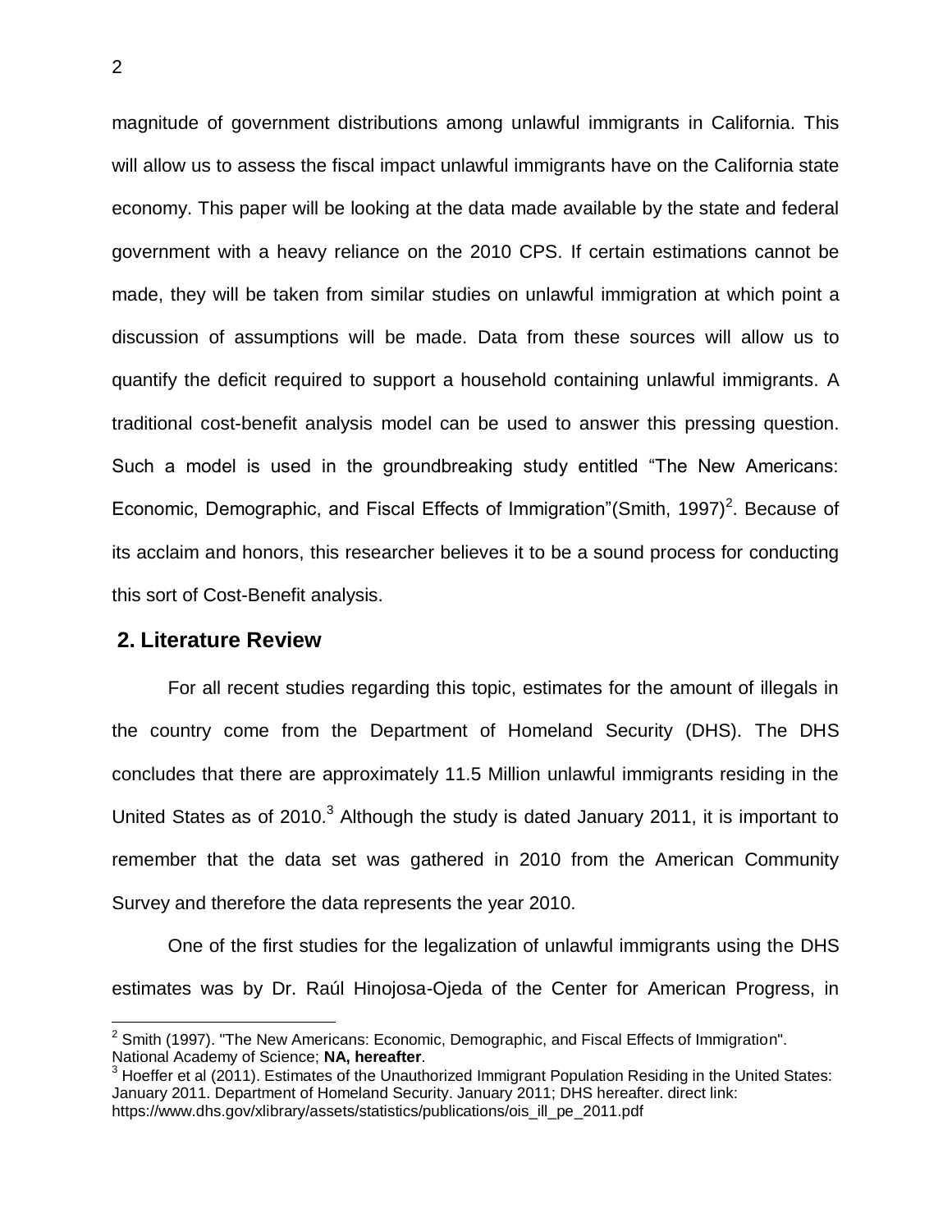magnitude of government distributions among unlawful immigrants in California. This will allow us to assess the fiscal impact unlawful immigrants have on the California state economy. This paper will be looking at the data made available by the state and federal government with a heavy reliance on the 2010 CPS. If certain estimations cannot be made, they will be taken from similar studies on unlawful immigration at which point a discussion of assumptions will be made. Data from these sources will allow us to quantify the deficit required to support a household containing unlawful immigrants. A traditional cost-benefit analysis model can be used to answer this pressing question. Such a model is used in the groundbreaking study entitled "The New Americans: Economic, Demographic, and Fiscal Effects of Immigration"(Smith, 1997)[2]. Because of its acclaim and honors, this researcher believes it to be a sound process for conducting this sort of Cost-Benefit analysis.

## 2. Literature Review

For all recent studies regarding this topic, estimates for the amount of illegals in the country come from the Department of Homeland Security (DHS). The DHS concludes that there are approximately 11.5 Million unlawful immigrants residing in the United States as of 2010.[3] Although the study is dated January 2011, it is important to remember that the data set was gathered in 2010 from the American Community Survey and therefore the data represents the year 2010.

One of the first studies for the legalization of unlawful immigrants using the DHS estimates was by Dr. Raúl Hinojosa-Ojeda of the Center for American Progress, in

---

[2] Smith (1997). "The New Americans: Economic, Demographic, and Fiscal Effects of Immigration". National Academy of Science; **NA, hereafter**.

[3] Hoeffer et al (2011). Estimates of the Unauthorized Immigrant Population Residing in the United States: January 2011. Department of Homeland Security. January 2011; DHS hereafter. direct link: https://www.dhs.gov/xlibrary/assets/statistics/publications/ois_ill_pe_2011.pdf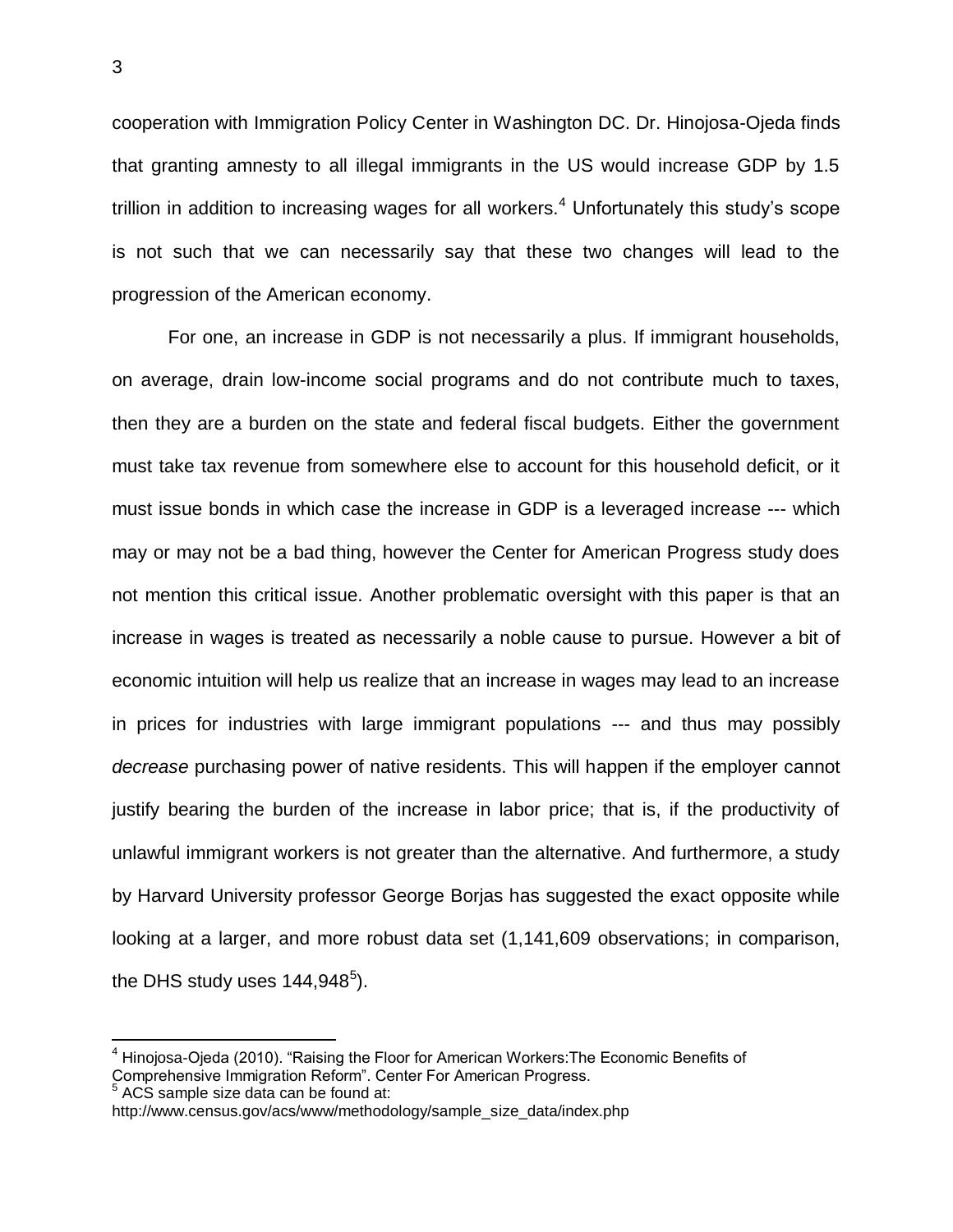cooperation with Immigration Policy Center in Washington DC. Dr. Hinojosa-Ojeda finds that granting amnesty to all illegal immigrants in the US would increase GDP by 1.5 trillion in addition to increasing wages for all workers.[4] Unfortunately this study's scope is not such that we can necessarily say that these two changes will lead to the progression of the American economy.

For one, an increase in GDP is not necessarily a plus. If immigrant households, on average, drain low-income social programs and do not contribute much to taxes, then they are a burden on the state and federal fiscal budgets. Either the government must take tax revenue from somewhere else to account for this household deficit, or it must issue bonds in which case the increase in GDP is a leveraged increase --- which may or may not be a bad thing, however the Center for American Progress study does not mention this critical issue. Another problematic oversight with this paper is that an increase in wages is treated as necessarily a noble cause to pursue. However a bit of economic intuition will help us realize that an increase in wages may lead to an increase in prices for industries with large immigrant populations --- and thus may possibly *decrease* purchasing power of native residents. This will happen if the employer cannot justify bearing the burden of the increase in labor price; that is, if the productivity of unlawful immigrant workers is not greater than the alternative. And furthermore, a study by Harvard University professor George Borjas has suggested the exact opposite while looking at a larger, and more robust data set (1,141,609 observations; in comparison, the DHS study uses 144,948[5]).

---

[4] Hinojosa-Ojeda (2010). "Raising the Floor for American Workers:The Economic Benefits of Comprehensive Immigration Reform". Center For American Progress.

[5] ACS sample size data can be found at: http://www.census.gov/acs/www/methodology/sample_size_data/index.php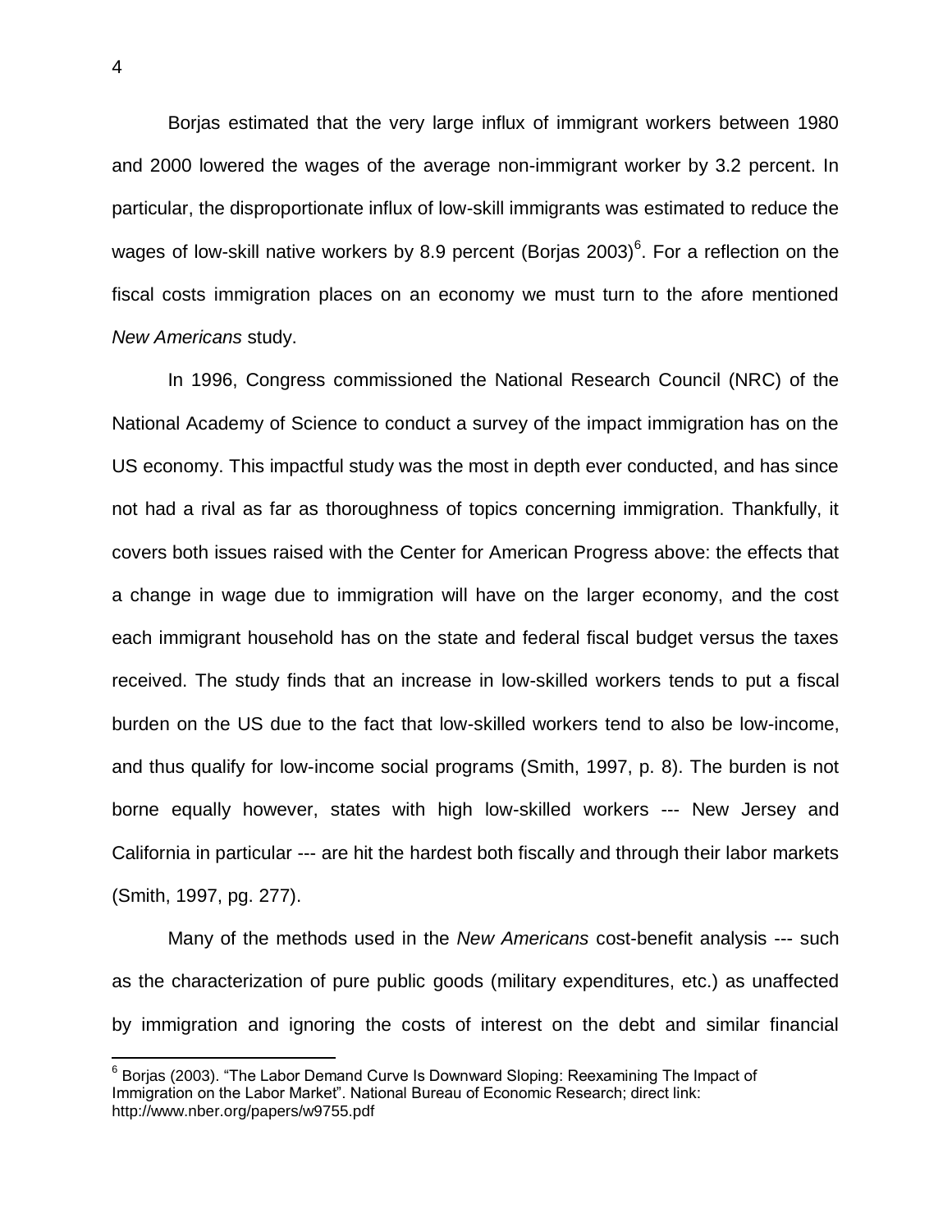Borjas estimated that the very large influx of immigrant workers between 1980 and 2000 lowered the wages of the average non-immigrant worker by 3.2 percent. In particular, the disproportionate influx of low-skill immigrants was estimated to reduce the wages of low-skill native workers by 8.9 percent (Borjas 2003)[6]. For a reflection on the fiscal costs immigration places on an economy we must turn to the afore mentioned *New Americans* study.

In 1996, Congress commissioned the National Research Council (NRC) of the National Academy of Science to conduct a survey of the impact immigration has on the US economy. This impactful study was the most in depth ever conducted, and has since not had a rival as far as thoroughness of topics concerning immigration. Thankfully, it covers both issues raised with the Center for American Progress above: the effects that a change in wage due to immigration will have on the larger economy, and the cost each immigrant household has on the state and federal fiscal budget versus the taxes received. The study finds that an increase in low-skilled workers tends to put a fiscal burden on the US due to the fact that low-skilled workers tend to also be low-income, and thus qualify for low-income social programs (Smith, 1997, p. 8). The burden is not borne equally however, states with high low-skilled workers --- New Jersey and California in particular --- are hit the hardest both fiscally and through their labor markets (Smith, 1997, pg. 277).

Many of the methods used in the *New Americans* cost-benefit analysis --- such as the characterization of pure public goods (military expenditures, etc.) as unaffected by immigration and ignoring the costs of interest on the debt and similar financial

---

[6] Borjas (2003). "The Labor Demand Curve Is Downward Sloping: Reexamining The Impact of Immigration on the Labor Market". National Bureau of Economic Research; direct link: http://www.nber.org/papers/w9755.pdf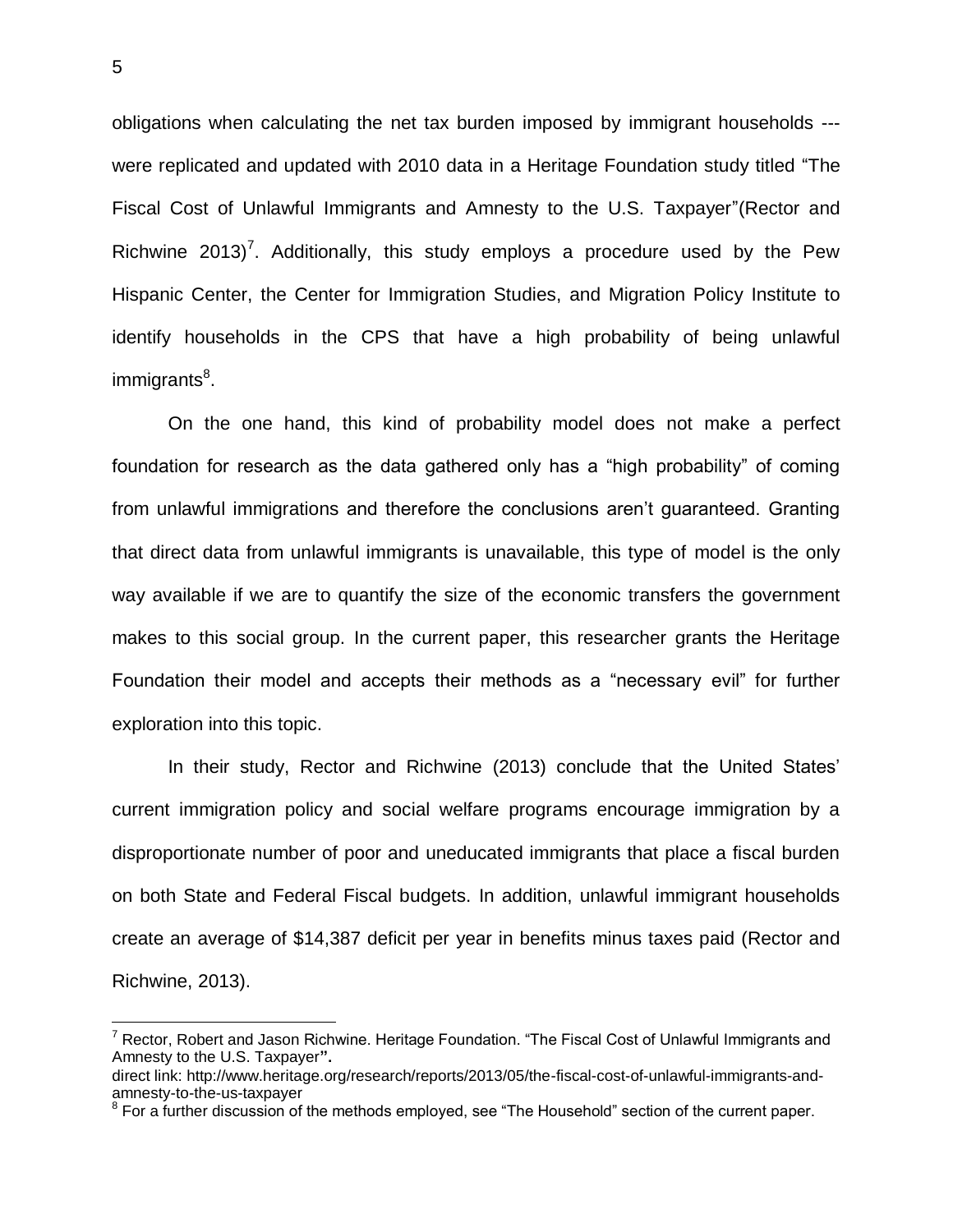obligations when calculating the net tax burden imposed by immigrant households --- were replicated and updated with 2010 data in a Heritage Foundation study titled "The Fiscal Cost of Unlawful Immigrants and Amnesty to the U.S. Taxpayer"(Rector and Richwine 2013)[7]. Additionally, this study employs a procedure used by the Pew Hispanic Center, the Center for Immigration Studies, and Migration Policy Institute to identify households in the CPS that have a high probability of being unlawful immigrants[8].

On the one hand, this kind of probability model does not make a perfect foundation for research as the data gathered only has a "high probability" of coming from unlawful immigrations and therefore the conclusions aren't guaranteed. Granting that direct data from unlawful immigrants is unavailable, this type of model is the only way available if we are to quantify the size of the economic transfers the government makes to this social group. In the current paper, this researcher grants the Heritage Foundation their model and accepts their methods as a "necessary evil" for further exploration into this topic.

In their study, Rector and Richwine (2013) conclude that the United States' current immigration policy and social welfare programs encourage immigration by a disproportionate number of poor and uneducated immigrants that place a fiscal burden on both State and Federal Fiscal budgets. In addition, unlawful immigrant households create an average of $14,387 deficit per year in benefits minus taxes paid (Rector and Richwine, 2013).

---

[7] Rector, Robert and Jason Richwine. Heritage Foundation. "The Fiscal Cost of Unlawful Immigrants and Amnesty to the U.S. Taxpayer".
direct link: http://www.heritage.org/research/reports/2013/05/the-fiscal-cost-of-unlawful-immigrants-and-amnesty-to-the-us-taxpayer

[8] For a further discussion of the methods employed, see "The Household" section of the current paper.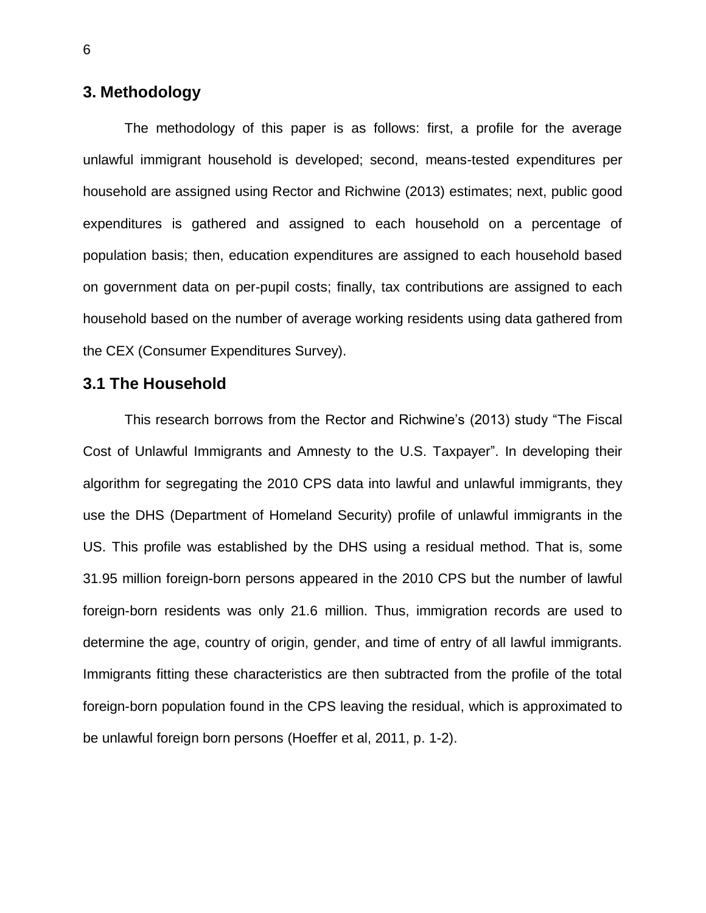## 3. Methodology

The methodology of this paper is as follows: first, a profile for the average unlawful immigrant household is developed; second, means-tested expenditures per household are assigned using Rector and Richwine (2013) estimates; next, public good expenditures is gathered and assigned to each household on a percentage of population basis; then, education expenditures are assigned to each household based on government data on per-pupil costs; finally, tax contributions are assigned to each household based on the number of average working residents using data gathered from the CEX (Consumer Expenditures Survey).

### 3.1 The Household

This research borrows from the Rector and Richwine's (2013) study "The Fiscal Cost of Unlawful Immigrants and Amnesty to the U.S. Taxpayer". In developing their algorithm for segregating the 2010 CPS data into lawful and unlawful immigrants, they use the DHS (Department of Homeland Security) profile of unlawful immigrants in the US. This profile was established by the DHS using a residual method. That is, some 31.95 million foreign-born persons appeared in the 2010 CPS but the number of lawful foreign-born residents was only 21.6 million. Thus, immigration records are used to determine the age, country of origin, gender, and time of entry of all lawful immigrants. Immigrants fitting these characteristics are then subtracted from the profile of the total foreign-born population found in the CPS leaving the residual, which is approximated to be unlawful foreign born persons (Hoeffer et al, 2011, p. 1-2).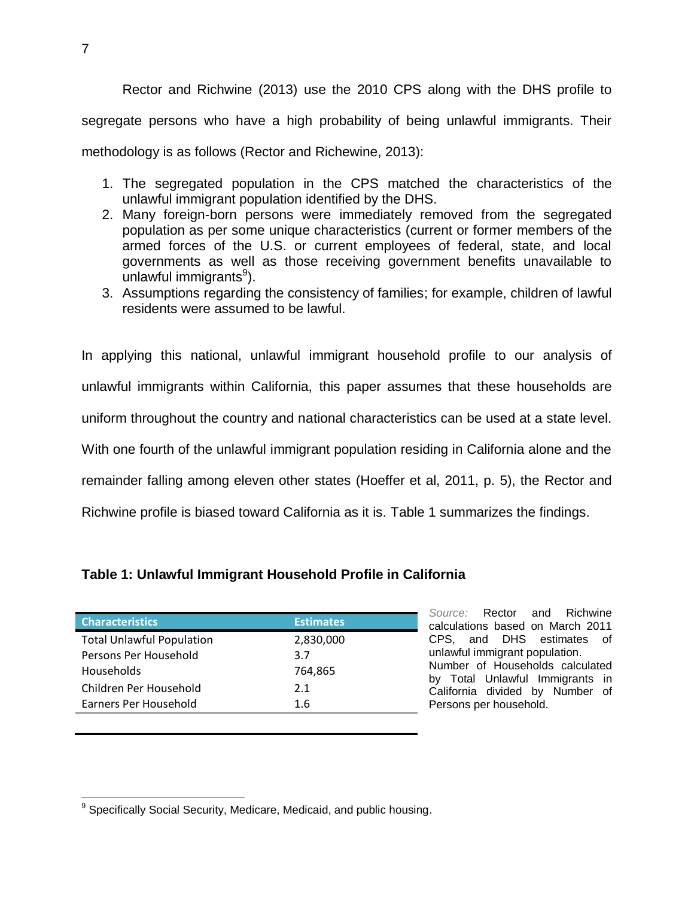Rector and Richwine (2013) use the 2010 CPS along with the DHS profile to segregate persons who have a high probability of being unlawful immigrants. Their methodology is as follows (Rector and Richewine, 2013):

1. The segregated population in the CPS matched the characteristics of the unlawful immigrant population identified by the DHS.
2. Many foreign-born persons were immediately removed from the segregated population as per some unique characteristics (current or former members of the armed forces of the U.S. or current employees of federal, state, and local governments as well as those receiving government benefits unavailable to unlawful immigrants[9]).
3. Assumptions regarding the consistency of families; for example, children of lawful residents were assumed to be lawful.

In applying this national, unlawful immigrant household profile to our analysis of unlawful immigrants within California, this paper assumes that these households are uniform throughout the country and national characteristics can be used at a state level. With one fourth of the unlawful immigrant population residing in California alone and the remainder falling among eleven other states (Hoeffer et al, 2011, p. 5), the Rector and Richwine profile is biased toward California as it is. Table 1 summarizes the findings.

**Table 1: Unlawful Immigrant Household Profile in California**

| Characteristics | Estimates |
| --- | --- |
| Total Unlawful Population | 2,830,000 |
| Persons Per Household | 3.7 |
| Households | 764,865 |
| Children Per Household | 2.1 |
| Earners Per Household | 1.6 |

*Source:* Rector and Richwine calculations based on March 2011 CPS, and DHS estimates of unlawful immigrant population. Number of Households calculated by Total Unlawful Immigrants in California divided by Number of Persons per household.

[9] Specifically Social Security, Medicare, Medicaid, and public housing.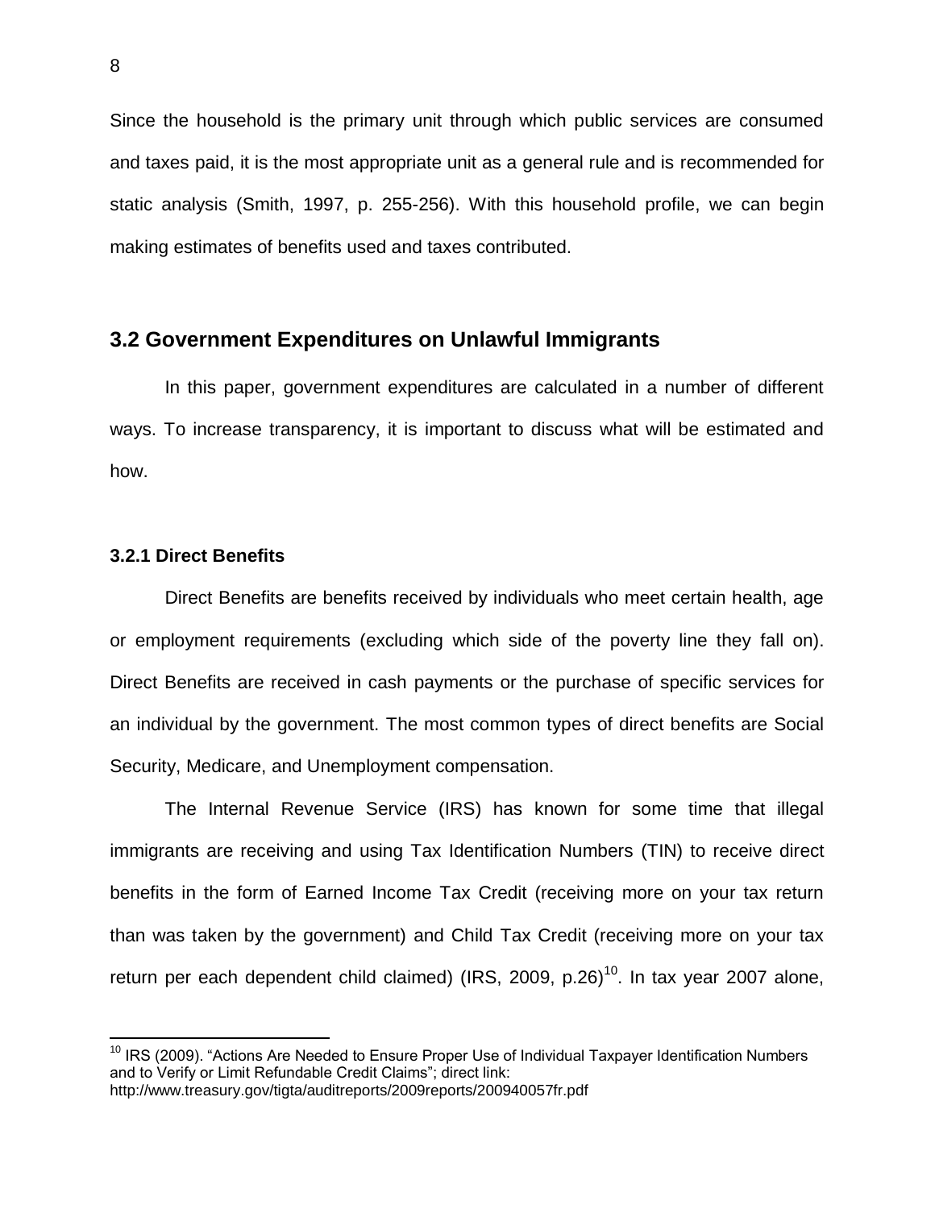Since the household is the primary unit through which public services are consumed and taxes paid, it is the most appropriate unit as a general rule and is recommended for static analysis (Smith, 1997, p. 255-256). With this household profile, we can begin making estimates of benefits used and taxes contributed.

## 3.2 Government Expenditures on Unlawful Immigrants

In this paper, government expenditures are calculated in a number of different ways. To increase transparency, it is important to discuss what will be estimated and how.

### 3.2.1 Direct Benefits

Direct Benefits are benefits received by individuals who meet certain health, age or employment requirements (excluding which side of the poverty line they fall on). Direct Benefits are received in cash payments or the purchase of specific services for an individual by the government. The most common types of direct benefits are Social Security, Medicare, and Unemployment compensation.

The Internal Revenue Service (IRS) has known for some time that illegal immigrants are receiving and using Tax Identification Numbers (TIN) to receive direct benefits in the form of Earned Income Tax Credit (receiving more on your tax return than was taken by the government) and Child Tax Credit (receiving more on your tax return per each dependent child claimed) (IRS, 2009, p.26)[10]. In tax year 2007 alone,

[10] IRS (2009). "Actions Are Needed to Ensure Proper Use of Individual Taxpayer Identification Numbers and to Verify or Limit Refundable Credit Claims"; direct link: http://www.treasury.gov/tigta/auditreports/2009reports/200940057fr.pdf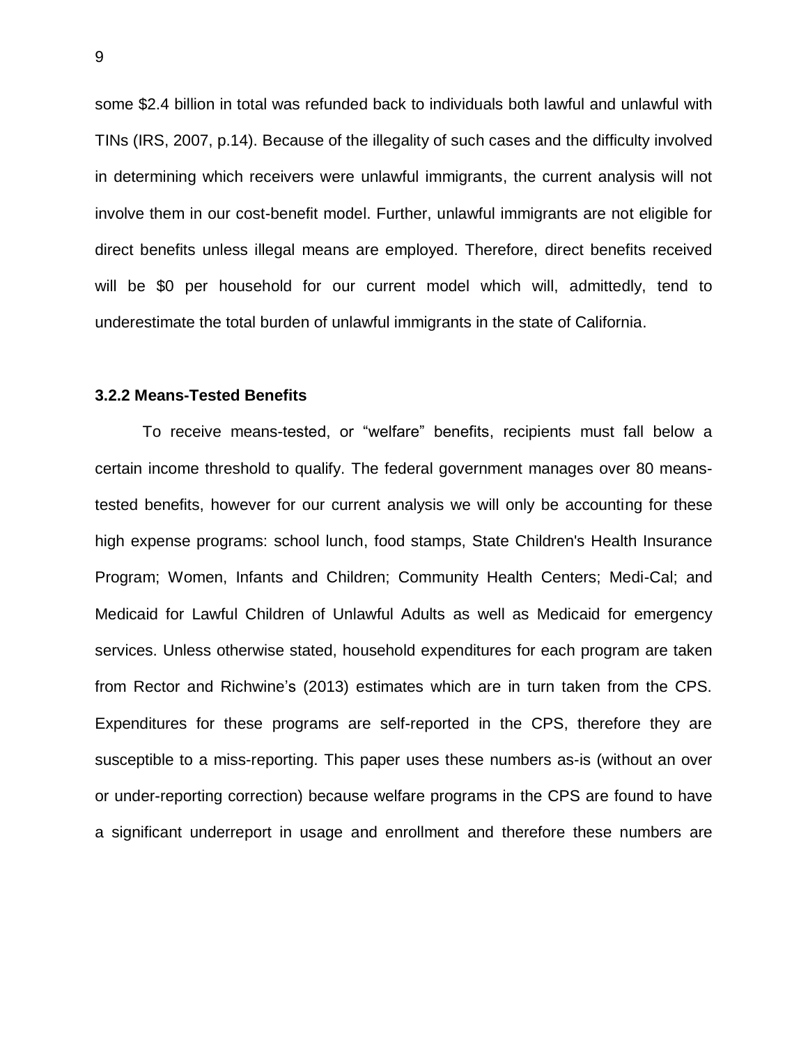some $2.4 billion in total was refunded back to individuals both lawful and unlawful with TINs (IRS, 2007, p.14). Because of the illegality of such cases and the difficulty involved in determining which receivers were unlawful immigrants, the current analysis will not involve them in our cost-benefit model. Further, unlawful immigrants are not eligible for direct benefits unless illegal means are employed. Therefore, direct benefits received will be $0 per household for our current model which will, admittedly, tend to underestimate the total burden of unlawful immigrants in the state of California.

### 3.2.2 Means-Tested Benefits

To receive means-tested, or "welfare" benefits, recipients must fall below a certain income threshold to qualify. The federal government manages over 80 means-tested benefits, however for our current analysis we will only be accounting for these high expense programs: school lunch, food stamps, State Children's Health Insurance Program; Women, Infants and Children; Community Health Centers; Medi-Cal; and Medicaid for Lawful Children of Unlawful Adults as well as Medicaid for emergency services. Unless otherwise stated, household expenditures for each program are taken from Rector and Richwine's (2013) estimates which are in turn taken from the CPS. Expenditures for these programs are self-reported in the CPS, therefore they are susceptible to a miss-reporting. This paper uses these numbers as-is (without an over or under-reporting correction) because welfare programs in the CPS are found to have a significant underreport in usage and enrollment and therefore these numbers are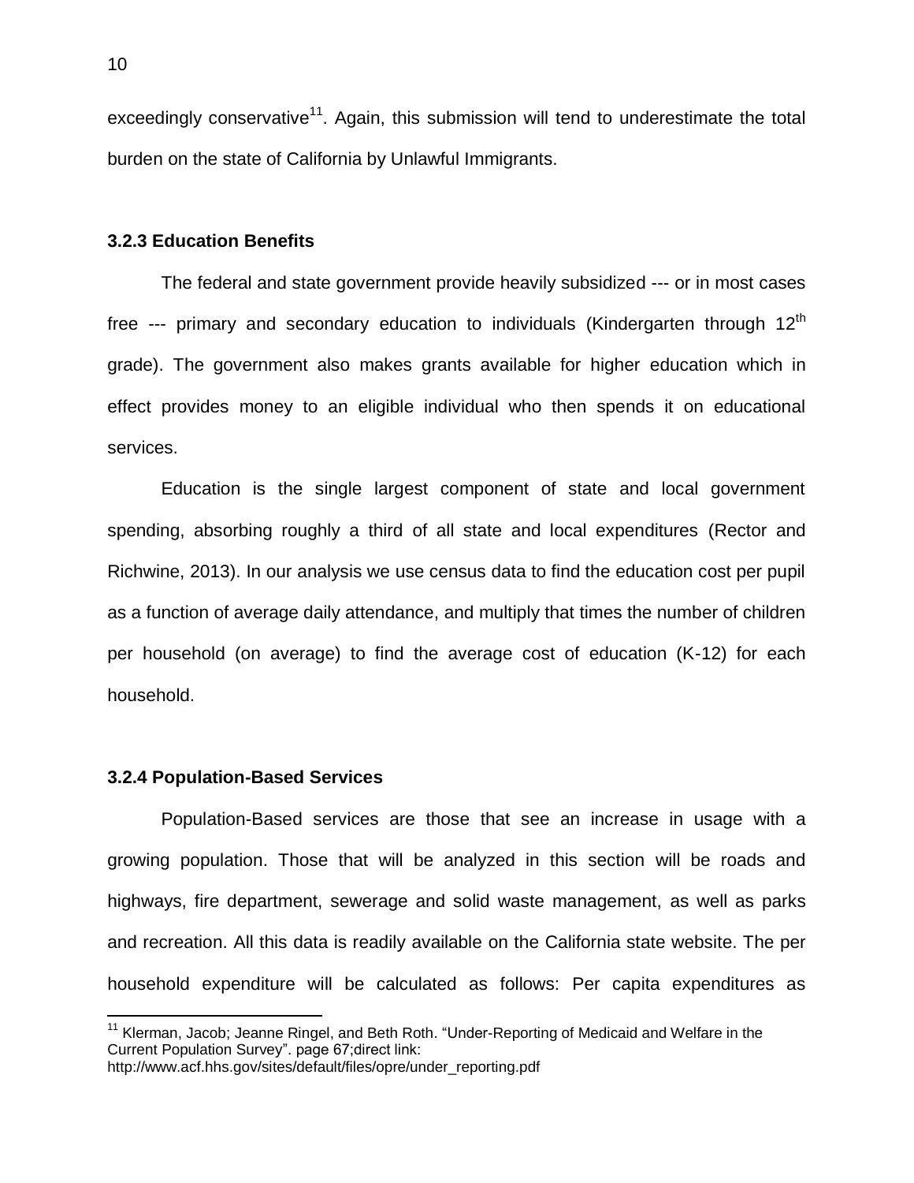exceedingly conservative[11]. Again, this submission will tend to underestimate the total burden on the state of California by Unlawful Immigrants.

### 3.2.3 Education Benefits

The federal and state government provide heavily subsidized --- or in most cases free --- primary and secondary education to individuals (Kindergarten through 12th grade). The government also makes grants available for higher education which in effect provides money to an eligible individual who then spends it on educational services.

Education is the single largest component of state and local government spending, absorbing roughly a third of all state and local expenditures (Rector and Richwine, 2013). In our analysis we use census data to find the education cost per pupil as a function of average daily attendance, and multiply that times the number of children per household (on average) to find the average cost of education (K-12) for each household.

### 3.2.4 Population-Based Services

Population-Based services are those that see an increase in usage with a growing population. Those that will be analyzed in this section will be roads and highways, fire department, sewerage and solid waste management, as well as parks and recreation. All this data is readily available on the California state website. The per household expenditure will be calculated as follows: Per capita expenditures as

[11] Klerman, Jacob; Jeanne Ringel, and Beth Roth. "Under-Reporting of Medicaid and Welfare in the Current Population Survey". page 67;direct link: http://www.acf.hhs.gov/sites/default/files/opre/under_reporting.pdf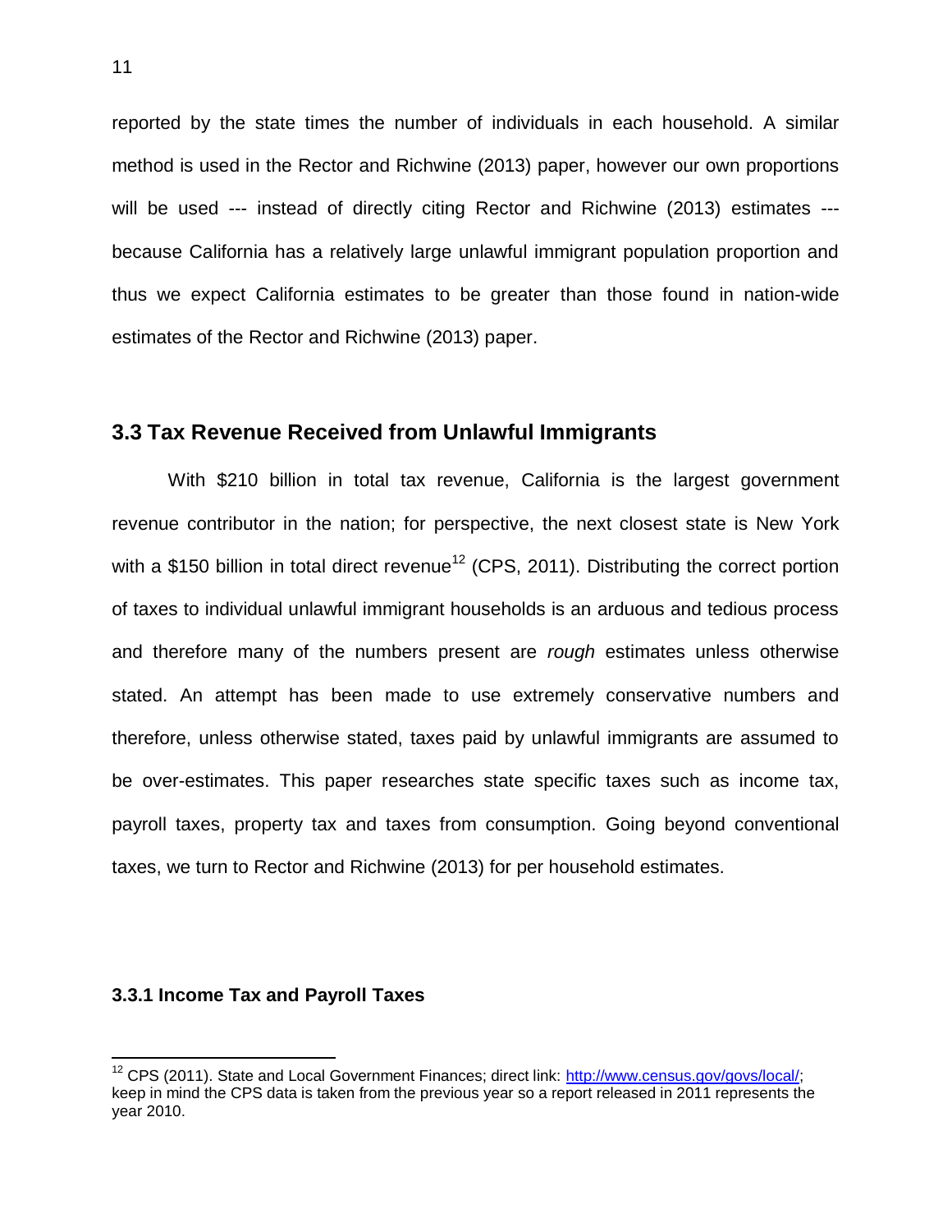reported by the state times the number of individuals in each household. A similar method is used in the Rector and Richwine (2013) paper, however our own proportions will be used --- instead of directly citing Rector and Richwine (2013) estimates --- because California has a relatively large unlawful immigrant population proportion and thus we expect California estimates to be greater than those found in nation-wide estimates of the Rector and Richwine (2013) paper.

## 3.3 Tax Revenue Received from Unlawful Immigrants

With \$210 billion in total tax revenue, California is the largest government revenue contributor in the nation; for perspective, the next closest state is New York with a \$150 billion in total direct revenue[12] (CPS, 2011). Distributing the correct portion of taxes to individual unlawful immigrant households is an arduous and tedious process and therefore many of the numbers present are *rough* estimates unless otherwise stated. An attempt has been made to use extremely conservative numbers and therefore, unless otherwise stated, taxes paid by unlawful immigrants are assumed to be over-estimates. This paper researches state specific taxes such as income tax, payroll taxes, property tax and taxes from consumption. Going beyond conventional taxes, we turn to Rector and Richwine (2013) for per household estimates.

### 3.3.1 Income Tax and Payroll Taxes

[12] CPS (2011). State and Local Government Finances; direct link: http://www.census.gov/govs/local/; keep in mind the CPS data is taken from the previous year so a report released in 2011 represents the year 2010.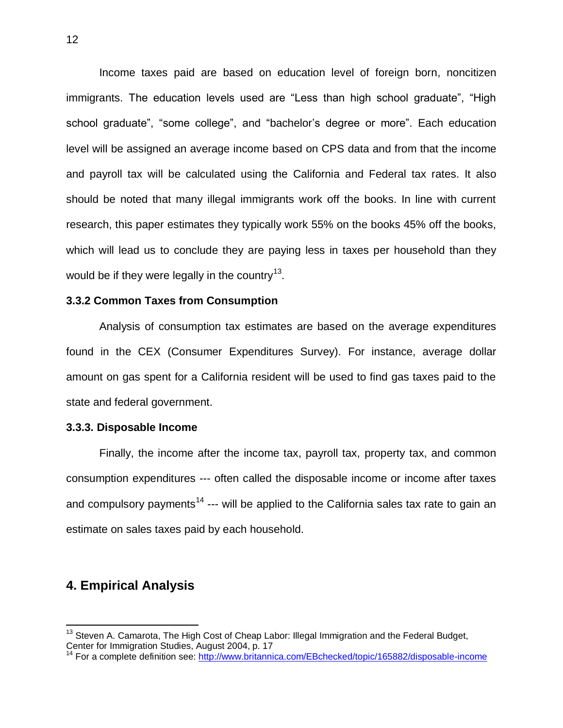Income taxes paid are based on education level of foreign born, noncitizen immigrants. The education levels used are “Less than high school graduate”, “High school graduate”, “some college”, and “bachelor’s degree or more”. Each education level will be assigned an average income based on CPS data and from that the income and payroll tax will be calculated using the California and Federal tax rates. It also should be noted that many illegal immigrants work off the books. In line with current research, this paper estimates they typically work 55% on the books 45% off the books, which will lead us to conclude they are paying less in taxes per household than they would be if they were legally in the country[13].

### 3.3.2 Common Taxes from Consumption

Analysis of consumption tax estimates are based on the average expenditures found in the CEX (Consumer Expenditures Survey). For instance, average dollar amount on gas spent for a California resident will be used to find gas taxes paid to the state and federal government.

### 3.3.3. Disposable Income

Finally, the income after the income tax, payroll tax, property tax, and common consumption expenditures --- often called the disposable income or income after taxes and compulsory payments[14] --- will be applied to the California sales tax rate to gain an estimate on sales taxes paid by each household.

## 4. Empirical Analysis

---

[13] Steven A. Camarota, The High Cost of Cheap Labor: Illegal Immigration and the Federal Budget, Center for Immigration Studies, August 2004, p. 17

[14] For a complete definition see: http://www.britannica.com/EBchecked/topic/165882/disposable-income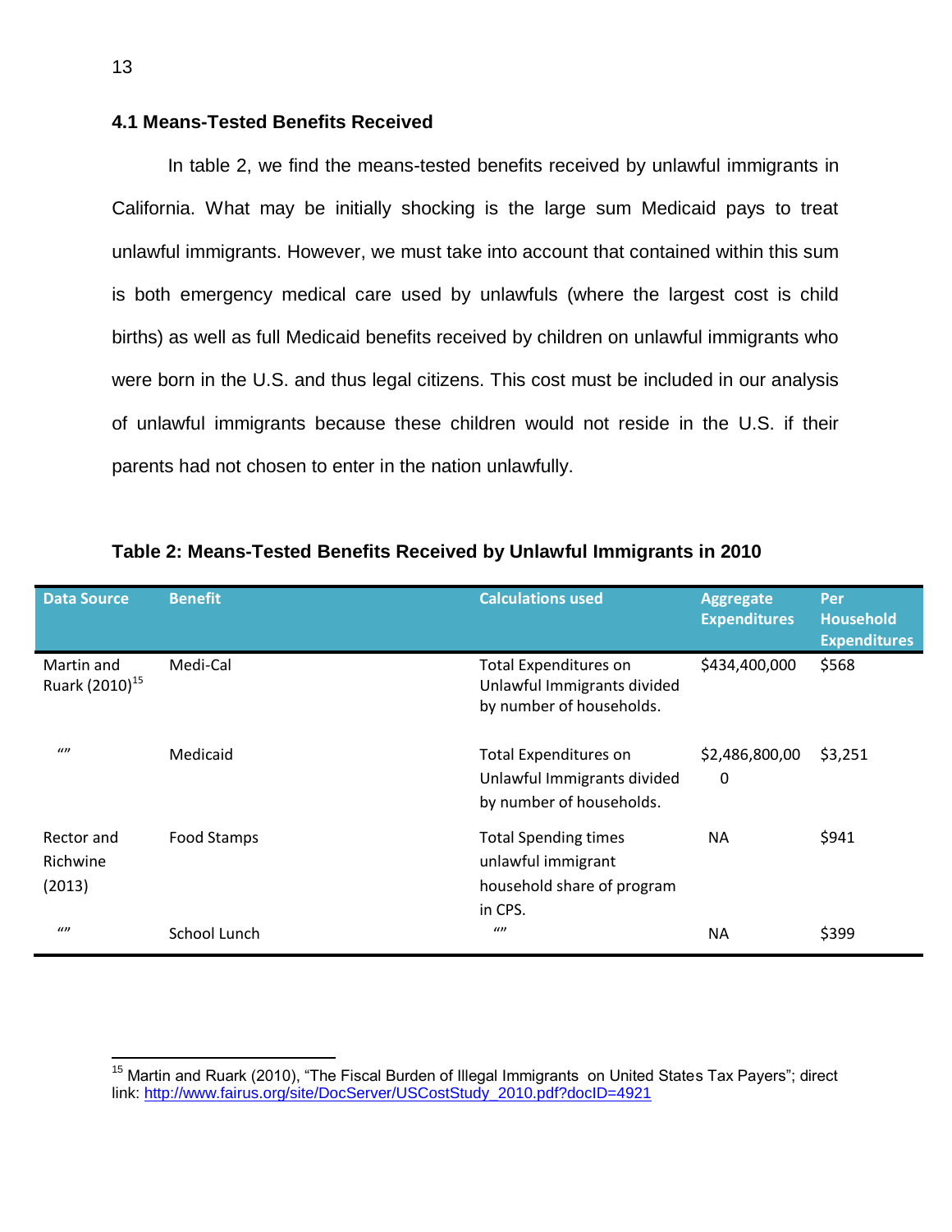### 4.1 Means-Tested Benefits Received

In table 2, we find the means-tested benefits received by unlawful immigrants in California. What may be initially shocking is the large sum Medicaid pays to treat unlawful immigrants. However, we must take into account that contained within this sum is both emergency medical care used by unlawfuls (where the largest cost is child births) as well as full Medicaid benefits received by children on unlawful immigrants who were born in the U.S. and thus legal citizens. This cost must be included in our analysis of unlawful immigrants because these children would not reside in the U.S. if their parents had not chosen to enter in the nation unlawfully.

**Table 2: Means-Tested Benefits Received by Unlawful Immigrants in 2010**

| Data Source | Benefit | Calculations used | Aggregate Expenditures | Per Household Expenditures |
|---|---|---|---|---|
| Martin and Ruark (2010)[15] | Medi-Cal | Total Expenditures on Unlawful Immigrants divided by number of households. | $434,400,000 | $568 |
| "" | Medicaid | Total Expenditures on Unlawful Immigrants divided by number of households. | $2,486,800,000 | $3,251 |
| Rector and Richwine (2013) | Food Stamps | Total Spending times unlawful immigrant household share of program in CPS. | NA | $941 |
| "" | School Lunch | "" | NA | $399 |

[15] Martin and Ruark (2010), "The Fiscal Burden of Illegal Immigrants on United States Tax Payers"; direct link: http://www.fairus.org/site/DocServer/USCostStudy_2010.pdf?docID=4921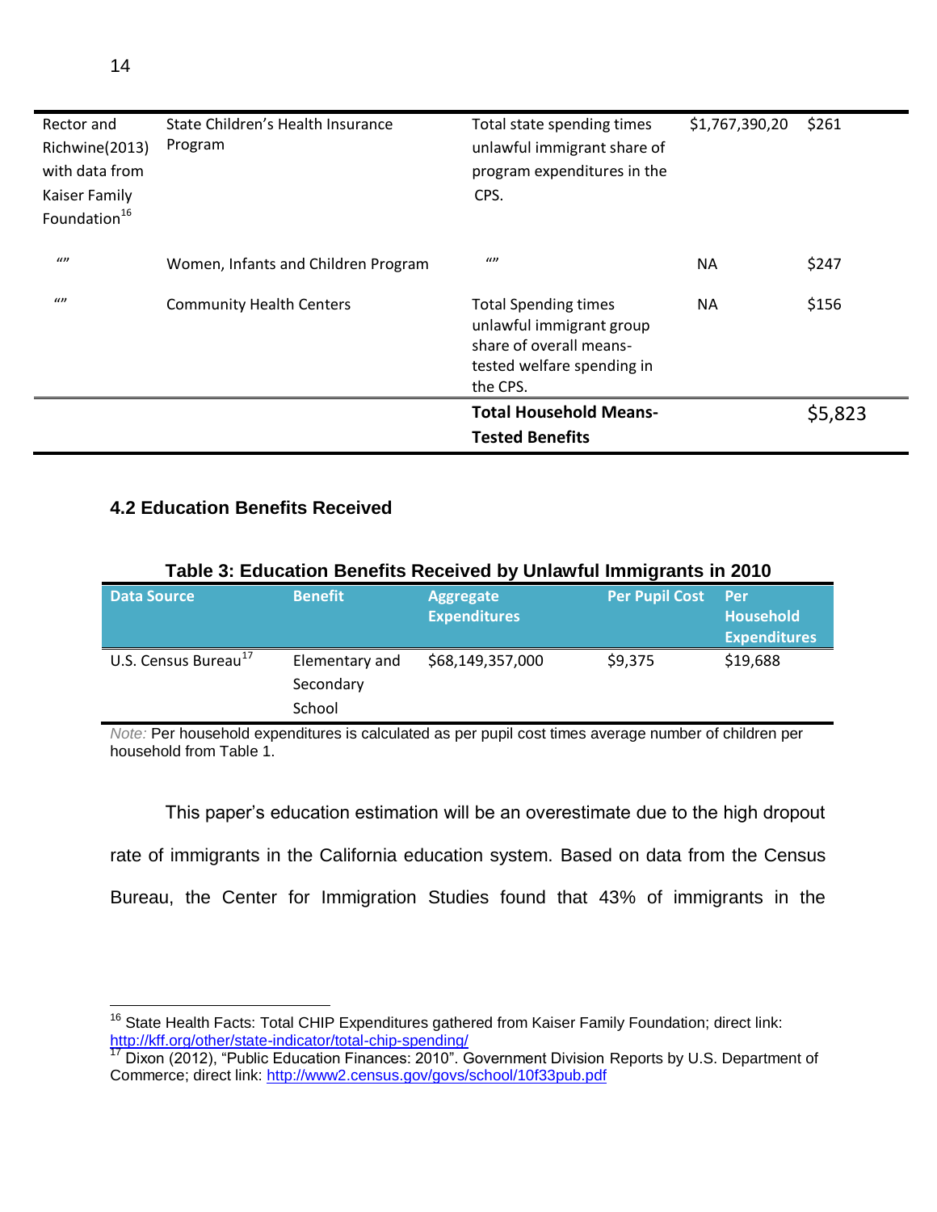| Rector and Richwine(2013) with data from Kaiser Family Foundation[16] | State Children's Health Insurance Program | Total state spending times unlawful immigrant share of program expenditures in the CPS. | $1,767,390,20 | $261 |
|---|---|---|---|---|
| "" | Women, Infants and Children Program | "" | NA | $247 |
| "" | Community Health Centers | Total Spending times unlawful immigrant group share of overall means-tested welfare spending in the CPS. | NA | $156 |
| | | **Total Household Means-Tested Benefits** | | $5,823 |

### 4.2 Education Benefits Received

**Table 3: Education Benefits Received by Unlawful Immigrants in 2010**

| Data Source | Benefit | Aggregate Expenditures | Per Pupil Cost | Per Household Expenditures |
|---|---|---|---|---|
| U.S. Census Bureau[17] | Elementary and Secondary School | $68,149,357,000 | $9,375 | $19,688 |

*Note:* Per household expenditures is calculated as per pupil cost times average number of children per household from Table 1.

This paper's education estimation will be an overestimate due to the high dropout rate of immigrants in the California education system. Based on data from the Census Bureau, the Center for Immigration Studies found that 43% of immigrants in the

[16] State Health Facts: Total CHIP Expenditures gathered from Kaiser Family Foundation; direct link: http://kff.org/other/state-indicator/total-chip-spending/

[17] Dixon (2012), "Public Education Finances: 2010". Government Division Reports by U.S. Department of Commerce; direct link: http://www2.census.gov/govs/school/10f33pub.pdf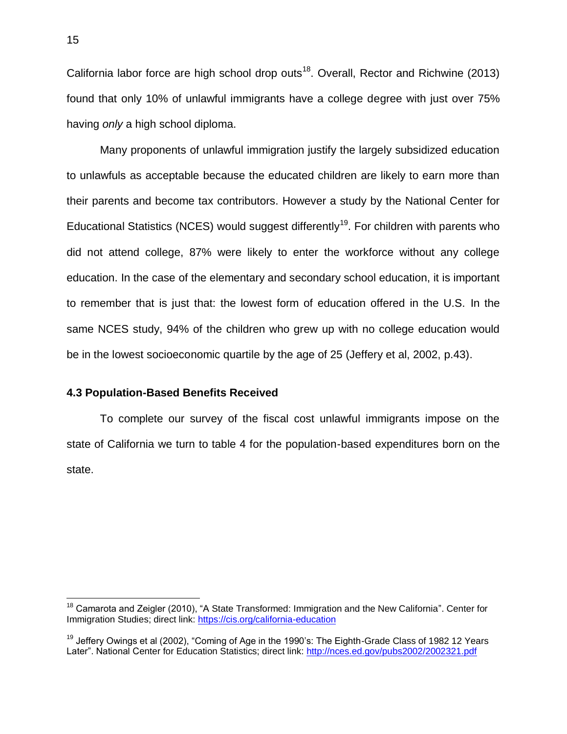California labor force are high school drop outs[18]. Overall, Rector and Richwine (2013) found that only 10% of unlawful immigrants have a college degree with just over 75% having *only* a high school diploma.

Many proponents of unlawful immigration justify the largely subsidized education to unlawfuls as acceptable because the educated children are likely to earn more than their parents and become tax contributors. However a study by the National Center for Educational Statistics (NCES) would suggest differently[19]. For children with parents who did not attend college, 87% were likely to enter the workforce without any college education. In the case of the elementary and secondary school education, it is important to remember that is just that: the lowest form of education offered in the U.S. In the same NCES study, 94% of the children who grew up with no college education would be in the lowest socioeconomic quartile by the age of 25 (Jeffery et al, 2002, p.43).

### 4.3 Population-Based Benefits Received

To complete our survey of the fiscal cost unlawful immigrants impose on the state of California we turn to table 4 for the population-based expenditures born on the state.

---

[18] Camarota and Zeigler (2010), "A State Transformed: Immigration and the New California". Center for Immigration Studies; direct link: https://cis.org/california-education

[19] Jeffery Owings et al (2002), "Coming of Age in the 1990's: The Eighth-Grade Class of 1982 12 Years Later". National Center for Education Statistics; direct link: http://nces.ed.gov/pubs2002/2002321.pdf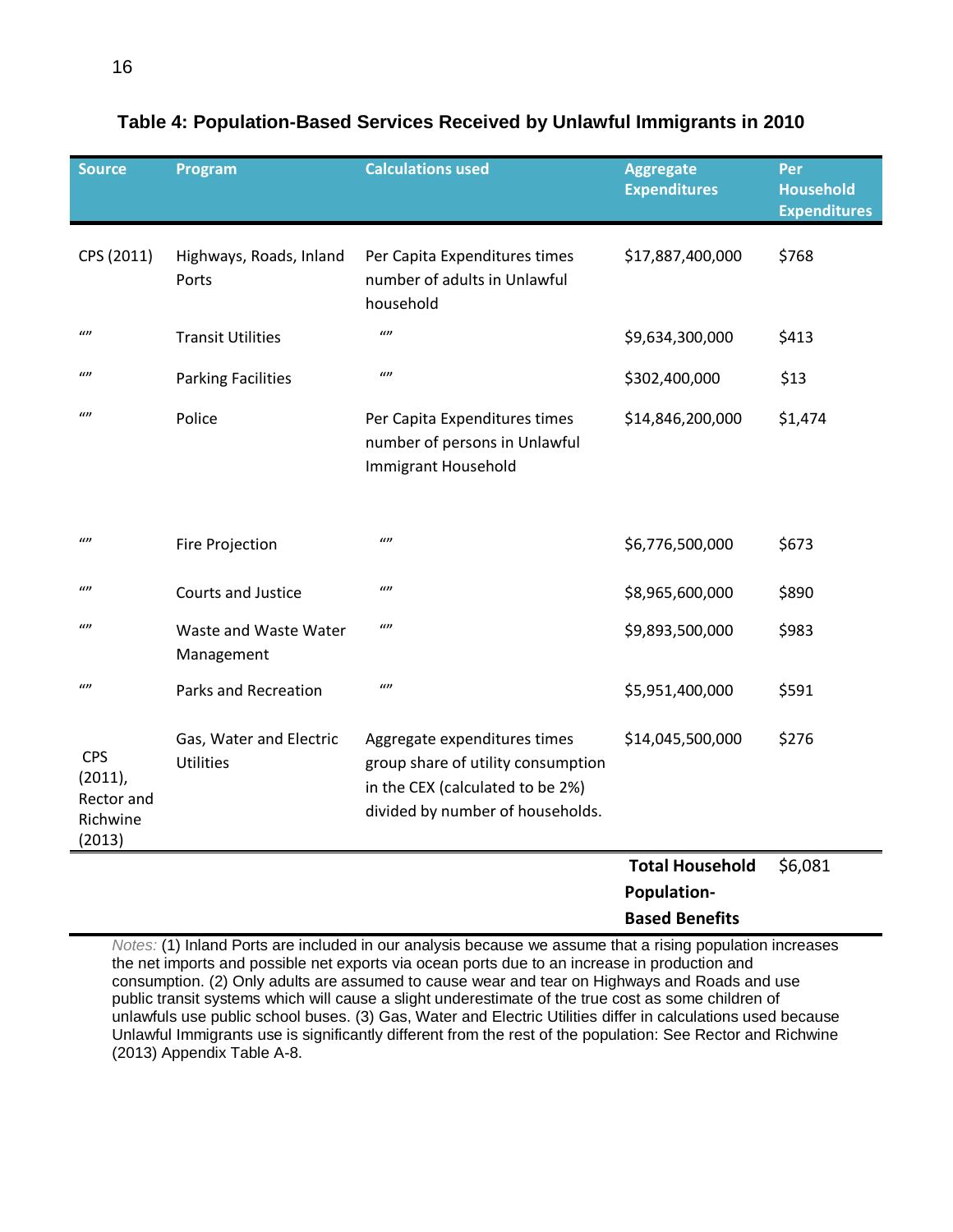**Table 4: Population-Based Services Received by Unlawful Immigrants in 2010**

| Source | Program | Calculations used | Aggregate Expenditures | Per Household Expenditures |
|---|---|---|---|---|
| CPS (2011) | Highways, Roads, Inland Ports | Per Capita Expenditures times number of adults in Unlawful household | $17,887,400,000 | $768 |
| "" | Transit Utilities | "" | $9,634,300,000 | $413 |
| "" | Parking Facilities | "" | $302,400,000 | $13 |
| "" | Police | Per Capita Expenditures times number of persons in Unlawful Immigrant Household | $14,846,200,000 | $1,474 |
| "" | Fire Projection | "" | $6,776,500,000 | $673 |
| "" | Courts and Justice | "" | $8,965,600,000 | $890 |
| "" | Waste and Waste Water Management | "" | $9,893,500,000 | $983 |
| "" | Parks and Recreation | "" | $5,951,400,000 | $591 |
| CPS (2011), Rector and Richwine (2013) | Gas, Water and Electric Utilities | Aggregate expenditures times group share of utility consumption in the CEX (calculated to be 2%) divided by number of households. | $14,045,500,000 | $276 |
| | | | **Total Household Population-Based Benefits** | $6,081 |

*Notes:* (1) Inland Ports are included in our analysis because we assume that a rising population increases the net imports and possible net exports via ocean ports due to an increase in production and consumption. (2) Only adults are assumed to cause wear and tear on Highways and Roads and use public transit systems which will cause a slight underestimate of the true cost as some children of unlawfuls use public school buses. (3) Gas, Water and Electric Utilities differ in calculations used because Unlawful Immigrants use is significantly different from the rest of the population: See Rector and Richwine (2013) Appendix Table A-8.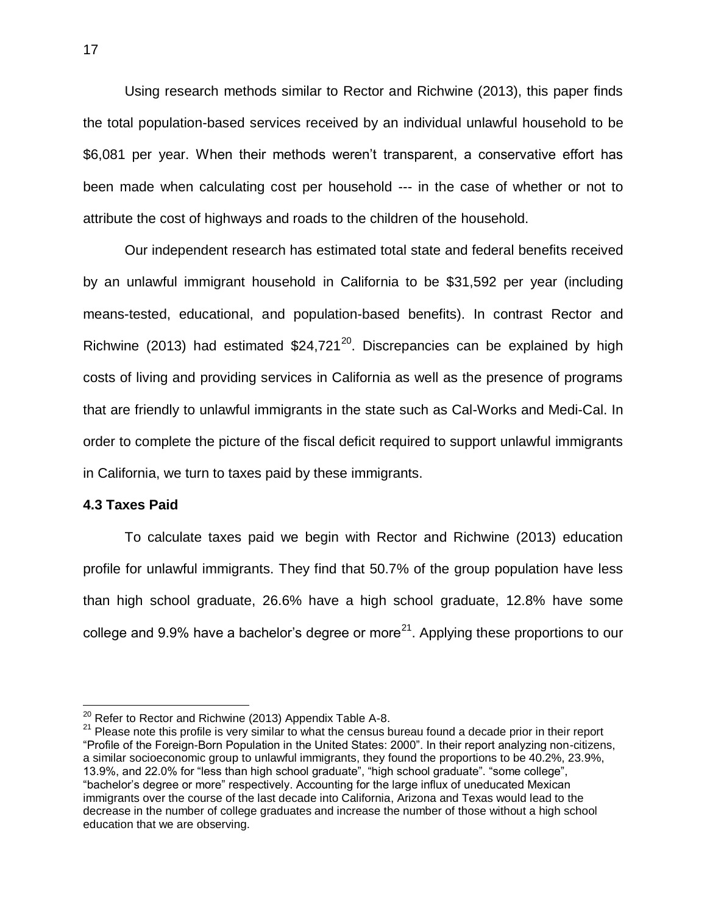Using research methods similar to Rector and Richwine (2013), this paper finds the total population-based services received by an individual unlawful household to be \$6,081 per year. When their methods weren't transparent, a conservative effort has been made when calculating cost per household --- in the case of whether or not to attribute the cost of highways and roads to the children of the household.

Our independent research has estimated total state and federal benefits received by an unlawful immigrant household in California to be \$31,592 per year (including means-tested, educational, and population-based benefits). In contrast Rector and Richwine (2013) had estimated \$24,721[20]. Discrepancies can be explained by high costs of living and providing services in California as well as the presence of programs that are friendly to unlawful immigrants in the state such as Cal-Works and Medi-Cal. In order to complete the picture of the fiscal deficit required to support unlawful immigrants in California, we turn to taxes paid by these immigrants.

### 4.3 Taxes Paid

To calculate taxes paid we begin with Rector and Richwine (2013) education profile for unlawful immigrants. They find that 50.7% of the group population have less than high school graduate, 26.6% have a high school graduate, 12.8% have some college and 9.9% have a bachelor's degree or more[21]. Applying these proportions to our

---

[20] Refer to Rector and Richwine (2013) Appendix Table A-8.

[21] Please note this profile is very similar to what the census bureau found a decade prior in their report "Profile of the Foreign-Born Population in the United States: 2000". In their report analyzing non-citizens, a similar socioeconomic group to unlawful immigrants, they found the proportions to be 40.2%, 23.9%, 13.9%, and 22.0% for "less than high school graduate", "high school graduate". "some college", "bachelor's degree or more" respectively. Accounting for the large influx of uneducated Mexican immigrants over the course of the last decade into California, Arizona and Texas would lead to the decrease in the number of college graduates and increase the number of those without a high school education that we are observing.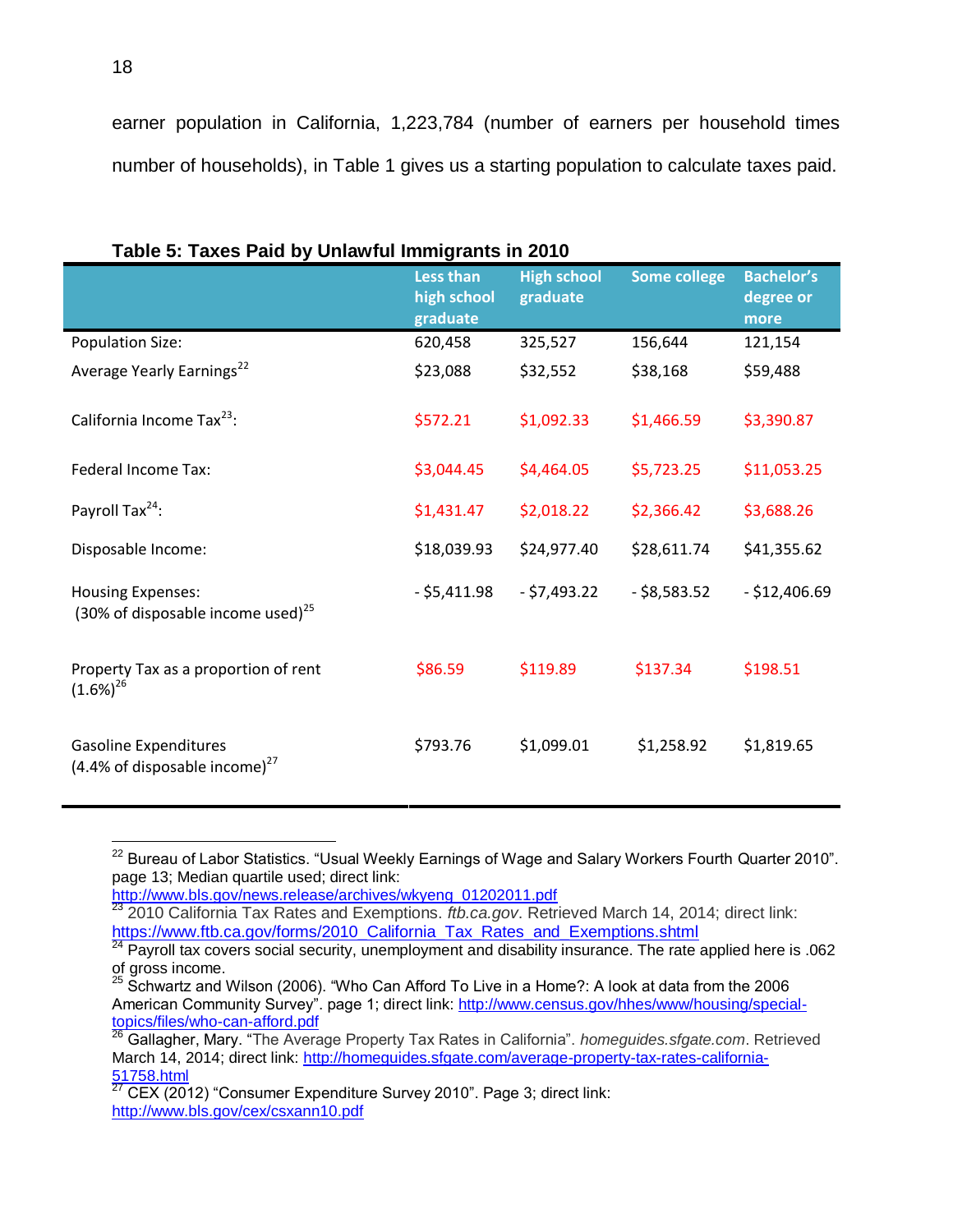earner population in California, 1,223,784 (number of earners per household times number of households), in Table 1 gives us a starting population to calculate taxes paid.

**Table 5: Taxes Paid by Unlawful Immigrants in 2010**

| | Less than high school graduate | High school graduate | Some college | Bachelor's degree or more |
|---|---|---|---|---|
| Population Size: | 620,458 | 325,527 | 156,644 | 121,154 |
| Average Yearly Earnings[22] | $23,088 | $32,552 | $38,168 | $59,488 |
| California Income Tax[23]: | $572.21 | $1,092.33 | $1,466.59 | $3,390.87 |
| Federal Income Tax: | $3,044.45 | $4,464.05 | $5,723.25 | $11,053.25 |
| Payroll Tax[24]: | $1,431.47 | $2,018.22 | $2,366.42 | $3,688.26 |
| Disposable Income: | $18,039.93 | $24,977.40 | $28,611.74 | $41,355.62 |
| Housing Expenses: (30% of disposable income used)[25] | - $5,411.98 | - $7,493.22 | - $8,583.52 | - $12,406.69 |
| Property Tax as a proportion of rent (1.6%)[26] | $86.59 | $119.89 | $137.34 | $198.51 |
| Gasoline Expenditures (4.4% of disposable income)[27] | $793.76 | $1,099.01 | $1,258.92 | $1,819.65 |

---

[22] Bureau of Labor Statistics. "Usual Weekly Earnings of Wage and Salary Workers Fourth Quarter 2010". page 13; Median quartile used; direct link: http://www.bls.gov/news.release/archives/wkyeng_01202011.pdf

[23] 2010 California Tax Rates and Exemptions. *ftb.ca.gov*. Retrieved March 14, 2014; direct link: https://www.ftb.ca.gov/forms/2010_California_Tax_Rates_and_Exemptions.shtml

[24] Payroll tax covers social security, unemployment and disability insurance. The rate applied here is .062 of gross income.

[25] Schwartz and Wilson (2006). "Who Can Afford To Live in a Home?: A look at data from the 2006 American Community Survey". page 1; direct link: http://www.census.gov/hhes/www/housing/special-topics/files/who-can-afford.pdf

[26] Gallagher, Mary. "The Average Property Tax Rates in California". *homeguides.sfgate.com*. Retrieved March 14, 2014; direct link: http://homeguides.sfgate.com/average-property-tax-rates-california-51758.html

[27] CEX (2012) "Consumer Expenditure Survey 2010". Page 3; direct link: http://www.bls.gov/cex/csxann10.pdf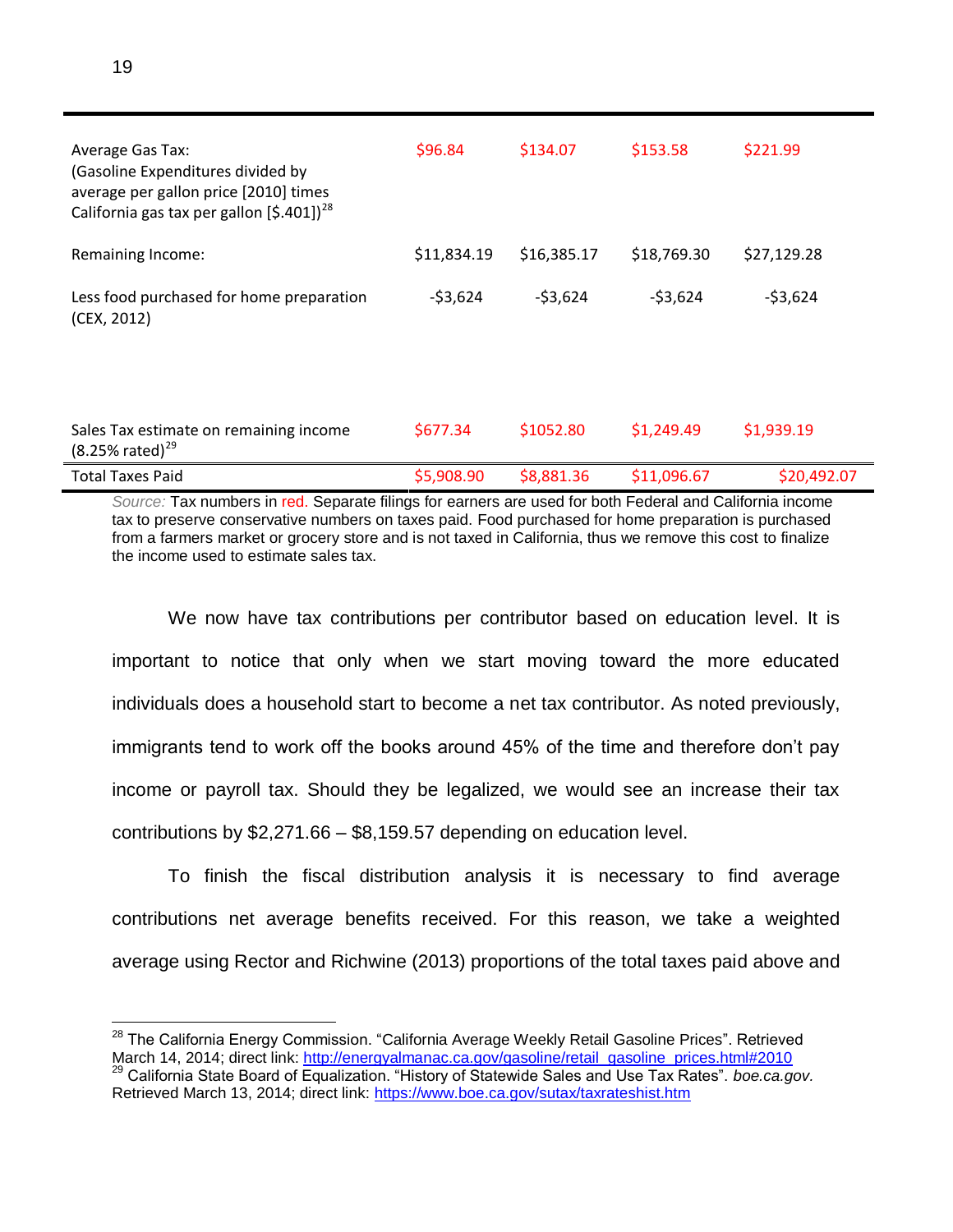| | | | | |
|---|---|---|---|---|
| Average Gas Tax: (Gasoline Expenditures divided by average per gallon price [2010] times California gas tax per gallon [$.401])[28] | $96.84 | $134.07 | $153.58 | $221.99 |
| Remaining Income: | $11,834.19 | $16,385.17 | $18,769.30 | $27,129.28 |
| Less food purchased for home preparation (CEX, 2012) | -$3,624 | -$3,624 | -$3,624 | -$3,624 |
| Sales Tax estimate on remaining income (8.25% rated)[29] | $677.34 | $1052.80 | $1,249.49 | $1,939.19 |
| Total Taxes Paid | $5,908.90 | $8,881.36 | $11,096.67 | $20,492.07 |

*Source:* Tax numbers in red. Separate filings for earners are used for both Federal and California income tax to preserve conservative numbers on taxes paid. Food purchased for home preparation is purchased from a farmers market or grocery store and is not taxed in California, thus we remove this cost to finalize the income used to estimate sales tax.

We now have tax contributions per contributor based on education level. It is important to notice that only when we start moving toward the more educated individuals does a household start to become a net tax contributor. As noted previously, immigrants tend to work off the books around 45% of the time and therefore don't pay income or payroll tax. Should they be legalized, we would see an increase their tax contributions by $2,271.66 – $8,159.57 depending on education level.

To finish the fiscal distribution analysis it is necessary to find average contributions net average benefits received. For this reason, we take a weighted average using Rector and Richwine (2013) proportions of the total taxes paid above and

[28] The California Energy Commission. "California Average Weekly Retail Gasoline Prices". Retrieved March 14, 2014; direct link: http://energyalmanac.ca.gov/gasoline/retail_gasoline_prices.html#2010

[29] California State Board of Equalization. "History of Statewide Sales and Use Tax Rates". *boe.ca.gov.* Retrieved March 13, 2014; direct link: https://www.boe.ca.gov/sutax/taxrateshist.htm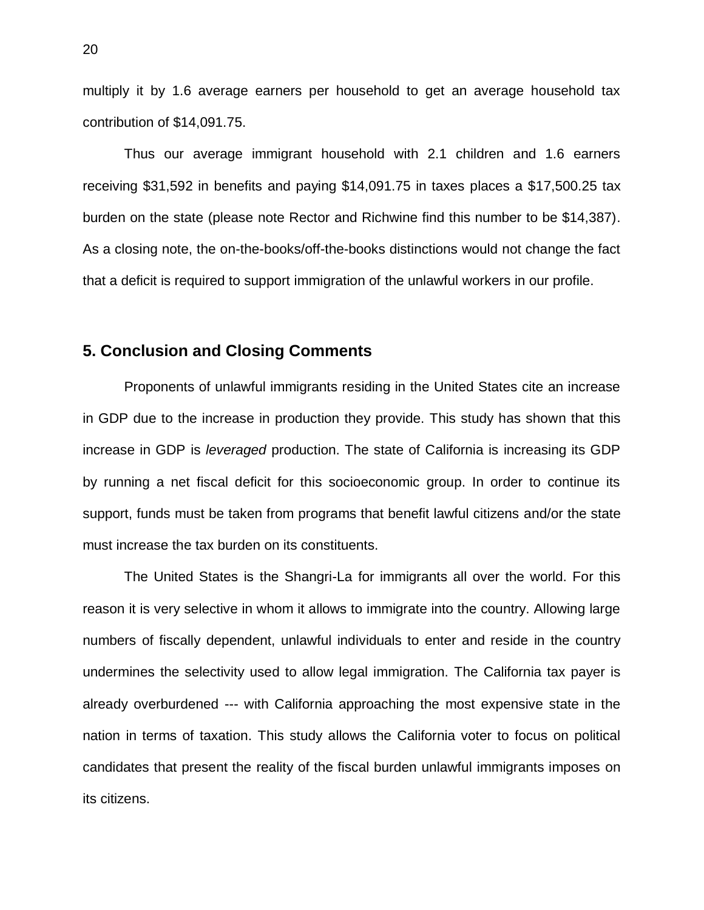multiply it by 1.6 average earners per household to get an average household tax contribution of $14,091.75.

Thus our average immigrant household with 2.1 children and 1.6 earners receiving $31,592 in benefits and paying $14,091.75 in taxes places a $17,500.25 tax burden on the state (please note Rector and Richwine find this number to be $14,387). As a closing note, the on-the-books/off-the-books distinctions would not change the fact that a deficit is required to support immigration of the unlawful workers in our profile.

## 5. Conclusion and Closing Comments

Proponents of unlawful immigrants residing in the United States cite an increase in GDP due to the increase in production they provide. This study has shown that this increase in GDP is *leveraged* production. The state of California is increasing its GDP by running a net fiscal deficit for this socioeconomic group. In order to continue its support, funds must be taken from programs that benefit lawful citizens and/or the state must increase the tax burden on its constituents.

The United States is the Shangri-La for immigrants all over the world. For this reason it is very selective in whom it allows to immigrate into the country. Allowing large numbers of fiscally dependent, unlawful individuals to enter and reside in the country undermines the selectivity used to allow legal immigration. The California tax payer is already overburdened --- with California approaching the most expensive state in the nation in terms of taxation. This study allows the California voter to focus on political candidates that present the reality of the fiscal burden unlawful immigrants imposes on its citizens.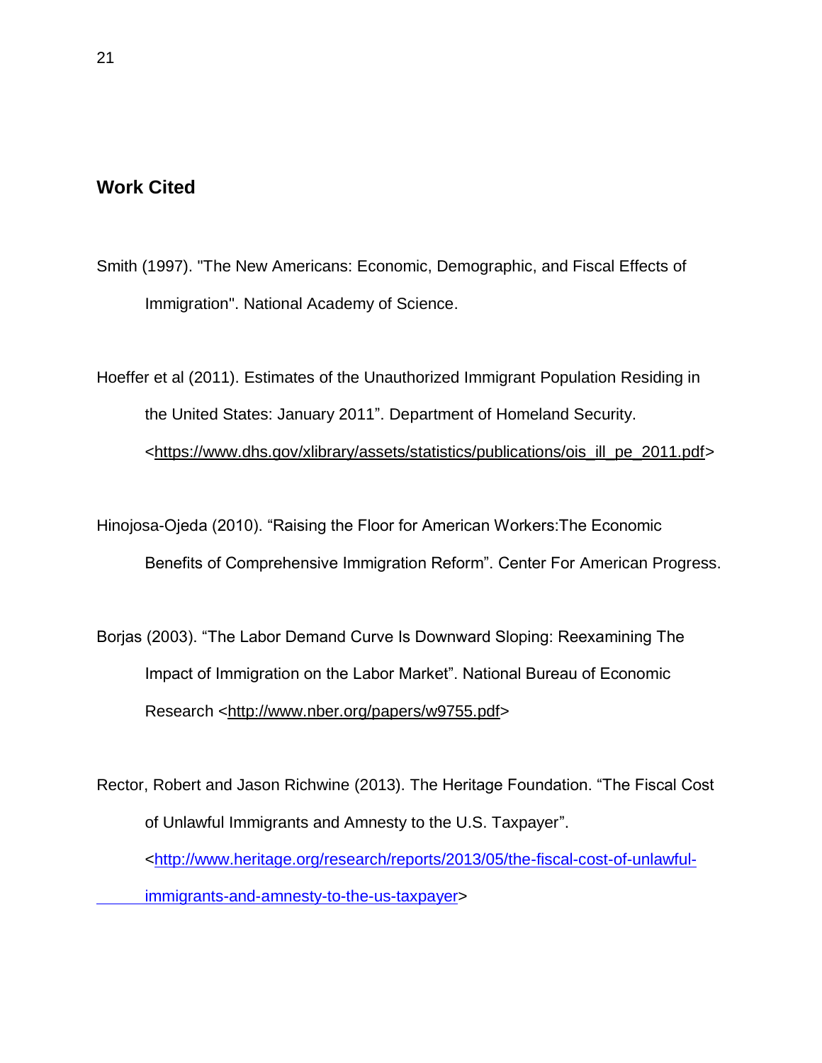## Work Cited

Smith (1997). "The New Americans: Economic, Demographic, and Fiscal Effects of Immigration". National Academy of Science.

Hoeffer et al (2011). Estimates of the Unauthorized Immigrant Population Residing in the United States: January 2011". Department of Homeland Security. <https://www.dhs.gov/xlibrary/assets/statistics/publications/ois_ill_pe_2011.pdf>

Hinojosa-Ojeda (2010). "Raising the Floor for American Workers:The Economic Benefits of Comprehensive Immigration Reform". Center For American Progress.

Borjas (2003). "The Labor Demand Curve Is Downward Sloping: Reexamining The Impact of Immigration on the Labor Market". National Bureau of Economic Research <http://www.nber.org/papers/w9755.pdf>

Rector, Robert and Jason Richwine (2013). The Heritage Foundation. "The Fiscal Cost of Unlawful Immigrants and Amnesty to the U.S. Taxpayer". <http://www.heritage.org/research/reports/2013/05/the-fiscal-cost-of-unlawful-immigrants-and-amnesty-to-the-us-taxpayer>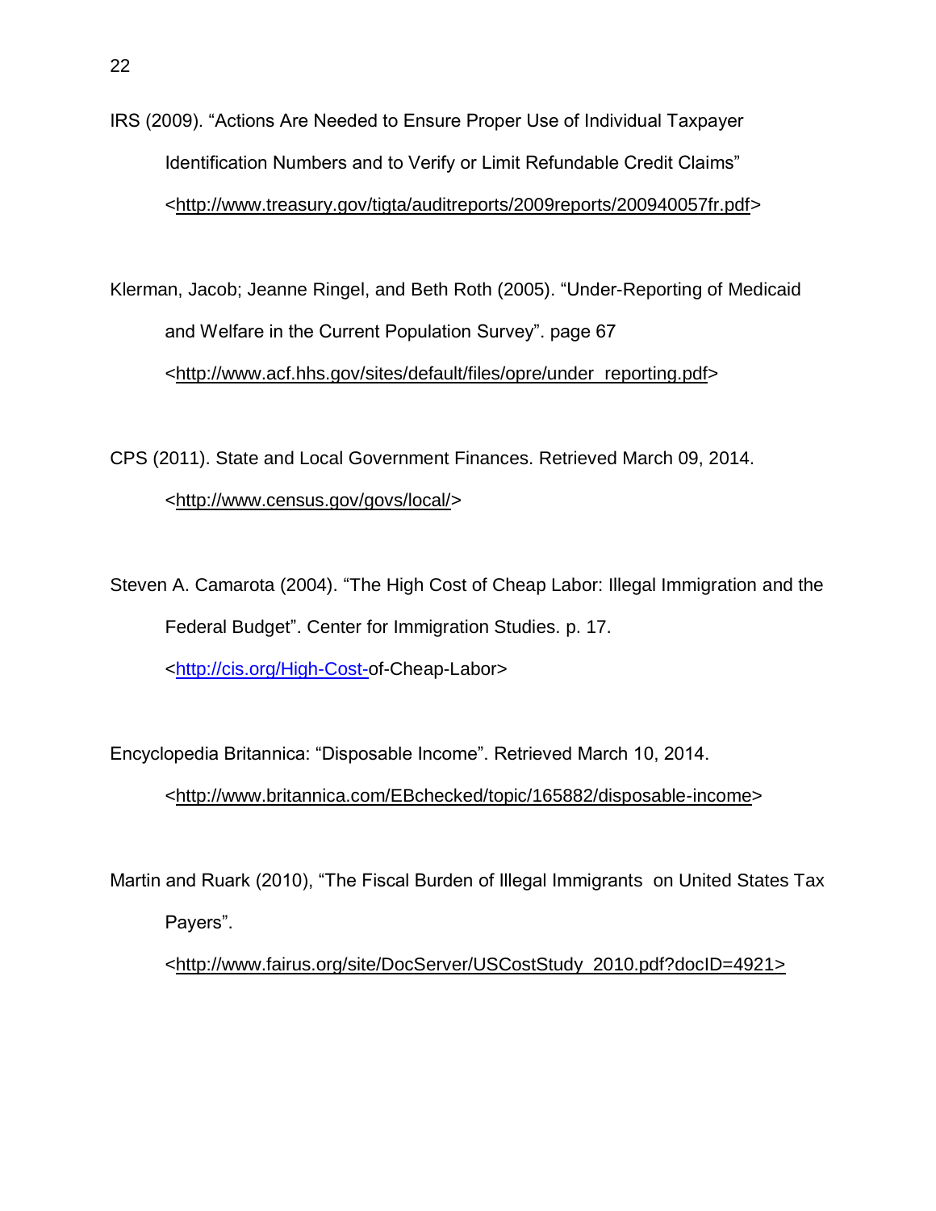IRS (2009). “Actions Are Needed to Ensure Proper Use of Individual Taxpayer Identification Numbers and to Verify or Limit Refundable Credit Claims” <http://www.treasury.gov/tigta/auditreports/2009reports/200940057fr.pdf>

Klerman, Jacob; Jeanne Ringel, and Beth Roth (2005). “Under-Reporting of Medicaid and Welfare in the Current Population Survey”. page 67 <http://www.acf.hhs.gov/sites/default/files/opre/under_reporting.pdf>

CPS (2011). State and Local Government Finances. Retrieved March 09, 2014. <http://www.census.gov/govs/local/>

Steven A. Camarota (2004). “The High Cost of Cheap Labor: Illegal Immigration and the Federal Budget”. Center for Immigration Studies. p. 17. <http://cis.org/High-Cost-of-Cheap-Labor>

Encyclopedia Britannica: “Disposable Income”. Retrieved March 10, 2014. <http://www.britannica.com/EBchecked/topic/165882/disposable-income>

Martin and Ruark (2010), “The Fiscal Burden of Illegal Immigrants on United States Tax Payers”. <http://www.fairus.org/site/DocServer/USCostStudy_2010.pdf?docID=4921>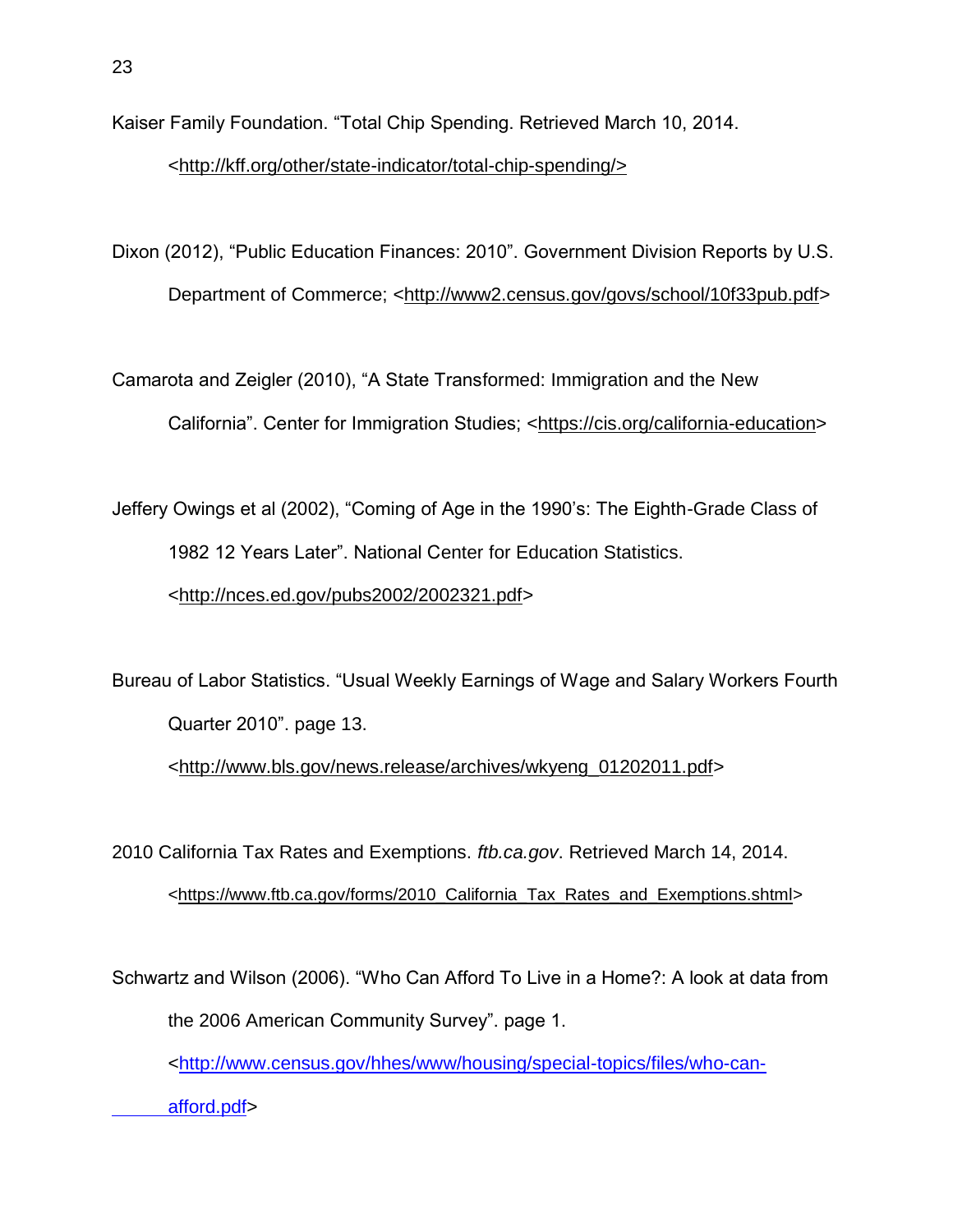Kaiser Family Foundation. "Total Chip Spending. Retrieved March 10, 2014. <http://kff.org/other/state-indicator/total-chip-spending/>

Dixon (2012), "Public Education Finances: 2010". Government Division Reports by U.S. Department of Commerce; <http://www2.census.gov/govs/school/10f33pub.pdf>

Camarota and Zeigler (2010), "A State Transformed: Immigration and the New California". Center for Immigration Studies; <https://cis.org/california-education>

Jeffery Owings et al (2002), "Coming of Age in the 1990's: The Eighth-Grade Class of 1982 12 Years Later". National Center for Education Statistics. <http://nces.ed.gov/pubs2002/2002321.pdf>

Bureau of Labor Statistics. "Usual Weekly Earnings of Wage and Salary Workers Fourth Quarter 2010". page 13. <http://www.bls.gov/news.release/archives/wkyeng_01202011.pdf>

2010 California Tax Rates and Exemptions. *ftb.ca.gov*. Retrieved March 14, 2014. <https://www.ftb.ca.gov/forms/2010_California_Tax_Rates_and_Exemptions.shtml>

Schwartz and Wilson (2006). "Who Can Afford To Live in a Home?: A look at data from the 2006 American Community Survey". page 1. <http://www.census.gov/hhes/www/housing/special-topics/files/who-can-afford.pdf>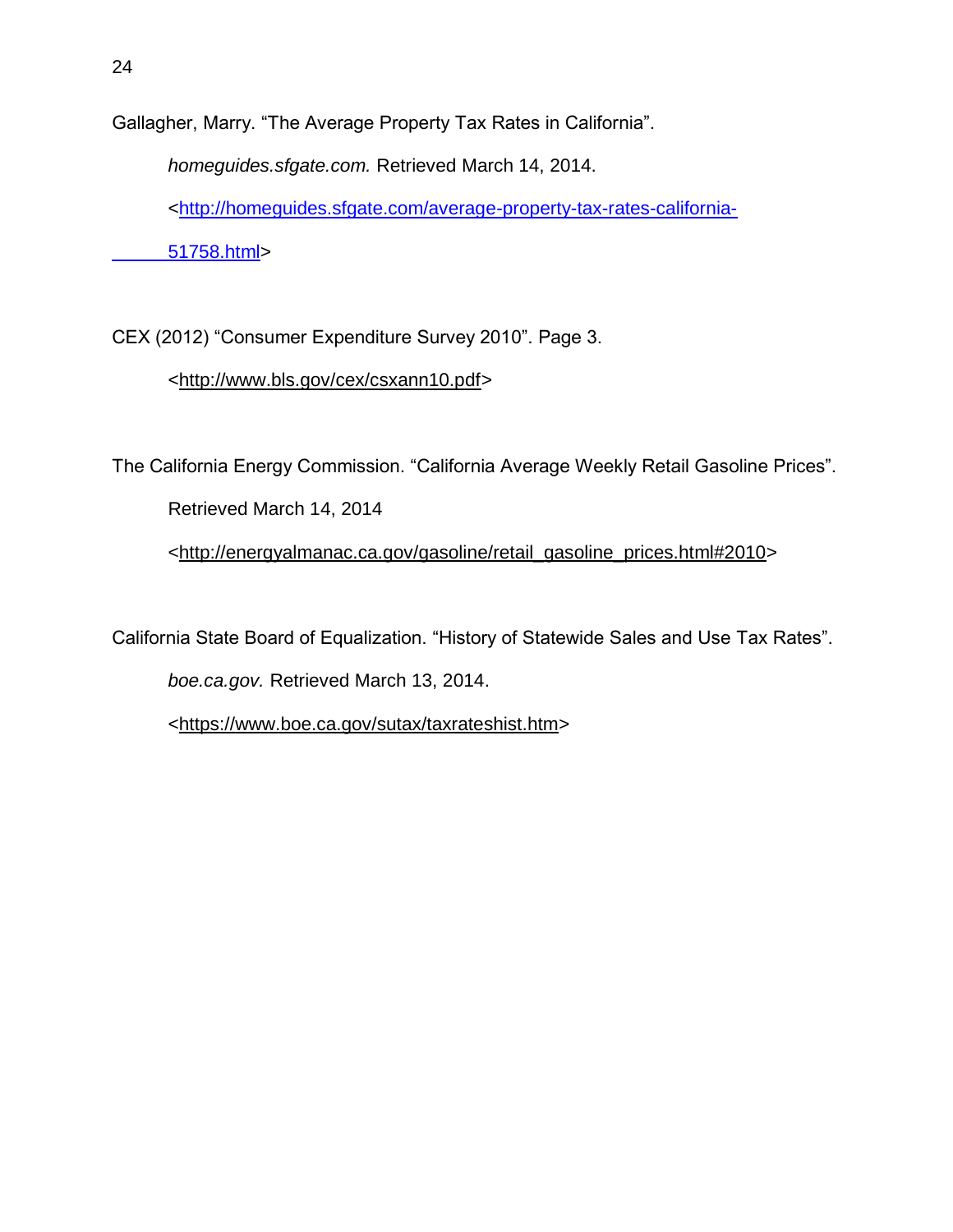Gallagher, Marry. "The Average Property Tax Rates in California". *homeguides.sfgate.com.* Retrieved March 14, 2014. <http://homeguides.sfgate.com/average-property-tax-rates-california-51758.html>

CEX (2012) "Consumer Expenditure Survey 2010". Page 3. <http://www.bls.gov/cex/csxann10.pdf>

The California Energy Commission. "California Average Weekly Retail Gasoline Prices". Retrieved March 14, 2014 <http://energyalmanac.ca.gov/gasoline/retail_gasoline_prices.html#2010>

California State Board of Equalization. "History of Statewide Sales and Use Tax Rates". *boe.ca.gov.* Retrieved March 13, 2014. <https://www.boe.ca.gov/sutax/taxrateshist.htm>